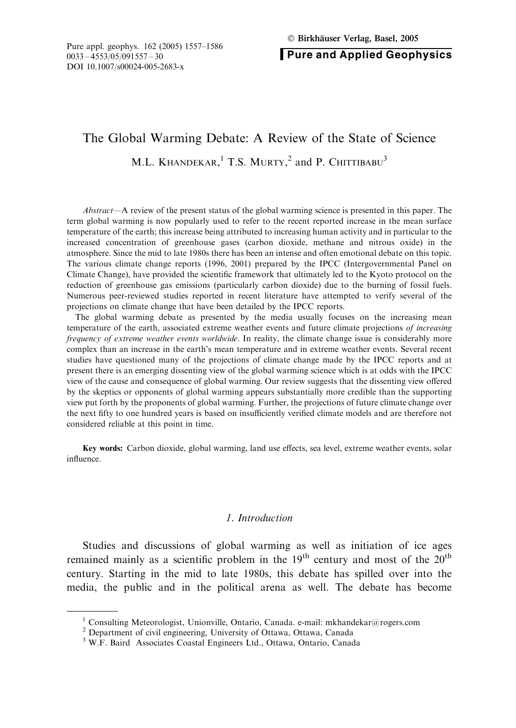# The Global Warming Debate: A Review of the State of Science

M.L. KHANDEKAR,[1] T.S. MURTY,[2] and P. CHITTIBABU[3]

*Abstract*—A review of the present status of the global warming science is presented in this paper. The term global warming is now popularly used to refer to the recent reported increase in the mean surface temperature of the earth; this increase being attributed to increasing human activity and in particular to the increased concentration of greenhouse gases (carbon dioxide, methane and nitrous oxide) in the atmosphere. Since the mid to late 1980s there has been an intense and often emotional debate on this topic. The various climate change reports (1996, 2001) prepared by the IPCC (Intergovernmental Panel on Climate Change), have provided the scientific framework that ultimately led to the Kyoto protocol on the reduction of greenhouse gas emissions (particularly carbon dioxide) due to the burning of fossil fuels. Numerous peer-reviewed studies reported in recent literature have attempted to verify several of the projections on climate change that have been detailed by the IPCC reports.

The global warming debate as presented by the media usually focuses on the increasing mean temperature of the earth, associated extreme weather events and future climate projections *of increasing frequency of extreme weather events worldwide*. In reality, the climate change issue is considerably more complex than an increase in the earth's mean temperature and in extreme weather events. Several recent studies have questioned many of the projections of climate change made by the IPCC reports and at present there is an emerging dissenting view of the global warming science which is at odds with the IPCC view of the cause and consequence of global warming. Our review suggests that the dissenting view offered by the skeptics or opponents of global warming appears substantially more credible than the supporting view put forth by the proponents of global warming. Further, the projections of future climate change over the next fifty to one hundred years is based on insufficiently verified climate models and are therefore not considered reliable at this point in time.

**Key words:** Carbon dioxide, global warming, land use effects, sea level, extreme weather events, solar influence.

## *1. Introduction*

Studies and discussions of global warming as well as initiation of ice ages remained mainly as a scientific problem in the 19th century and most of the 20th century. Starting in the mid to late 1980s, this debate has spilled over into the media, the public and in the political arena as well. The debate has become

[1] Consulting Meteorologist, Unionville, Ontario, Canada. e-mail: mkhandekar@rogers.com
[2] Department of civil engineering, University of Ottawa, Ottawa, Canada
[3] W.F. Baird Associates Coastal Engineers Ltd., Ottawa, Ontario, Canada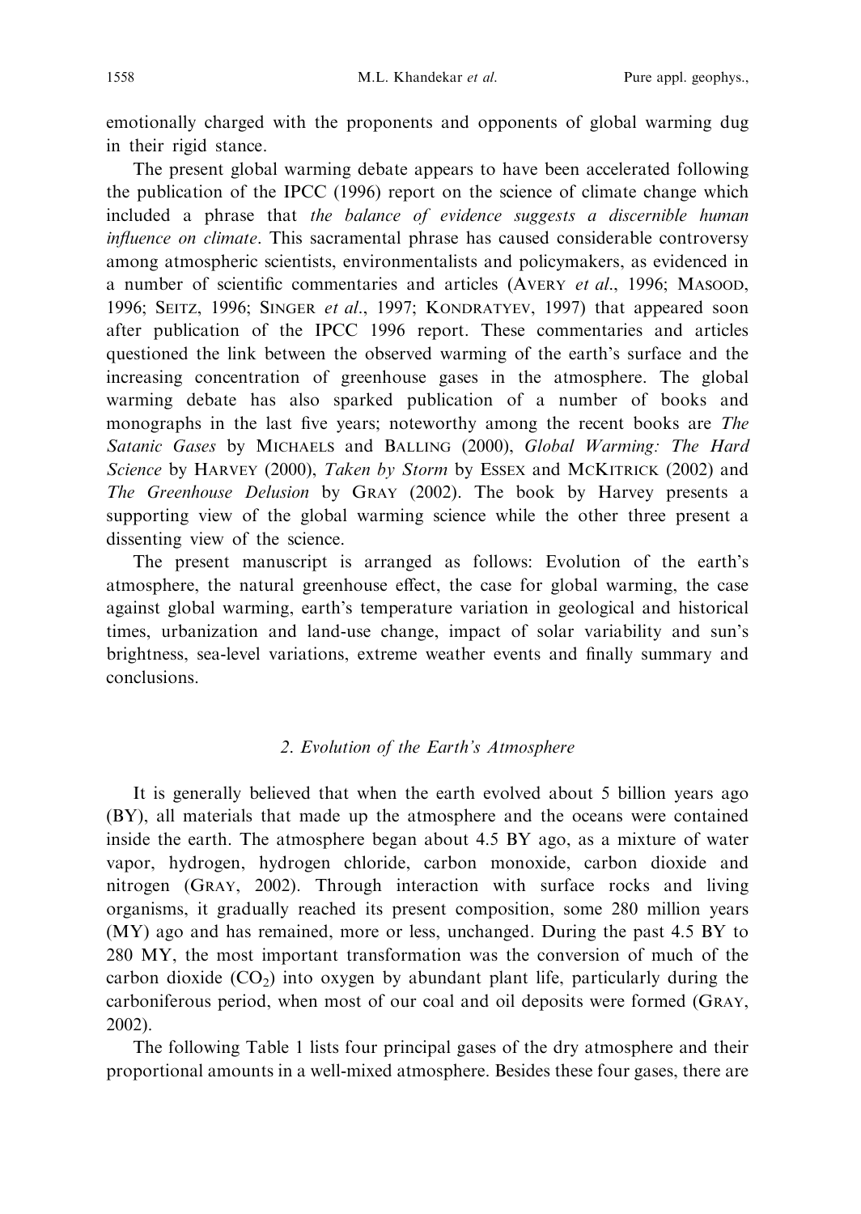emotionally charged with the proponents and opponents of global warming dug in their rigid stance.

The present global warming debate appears to have been accelerated following the publication of the IPCC (1996) report on the science of climate change which included a phrase that *the balance of evidence suggests a discernible human influence on climate*. This sacramental phrase has caused considerable controversy among atmospheric scientists, environmentalists and policymakers, as evidenced in a number of scientific commentaries and articles (Avery *et al*., 1996; Masood, 1996; Seitz, 1996; Singer *et al*., 1997; Kondratyev, 1997) that appeared soon after publication of the IPCC 1996 report. These commentaries and articles questioned the link between the observed warming of the earth's surface and the increasing concentration of greenhouse gases in the atmosphere. The global warming debate has also sparked publication of a number of books and monographs in the last five years; noteworthy among the recent books are *The Satanic Gases* by Michaels and Balling (2000), *Global Warming: The Hard Science* by Harvey (2000), *Taken by Storm* by Essex and McKitrick (2002) and *The Greenhouse Delusion* by Gray (2002). The book by Harvey presents a supporting view of the global warming science while the other three present a dissenting view of the science.

The present manuscript is arranged as follows: Evolution of the earth's atmosphere, the natural greenhouse effect, the case for global warming, the case against global warming, earth's temperature variation in geological and historical times, urbanization and land-use change, impact of solar variability and sun's brightness, sea-level variations, extreme weather events and finally summary and conclusions.

## 2. Evolution of the Earth's Atmosphere

It is generally believed that when the earth evolved about 5 billion years ago (BY), all materials that made up the atmosphere and the oceans were contained inside the earth. The atmosphere began about 4.5 BY ago, as a mixture of water vapor, hydrogen, hydrogen chloride, carbon monoxide, carbon dioxide and nitrogen (Gray, 2002). Through interaction with surface rocks and living organisms, it gradually reached its present composition, some 280 million years (MY) ago and has remained, more or less, unchanged. During the past 4.5 BY to 280 MY, the most important transformation was the conversion of much of the carbon dioxide ($CO_2$) into oxygen by abundant plant life, particularly during the carboniferous period, when most of our coal and oil deposits were formed (Gray, 2002).

The following Table 1 lists four principal gases of the dry atmosphere and their proportional amounts in a well-mixed atmosphere. Besides these four gases, there are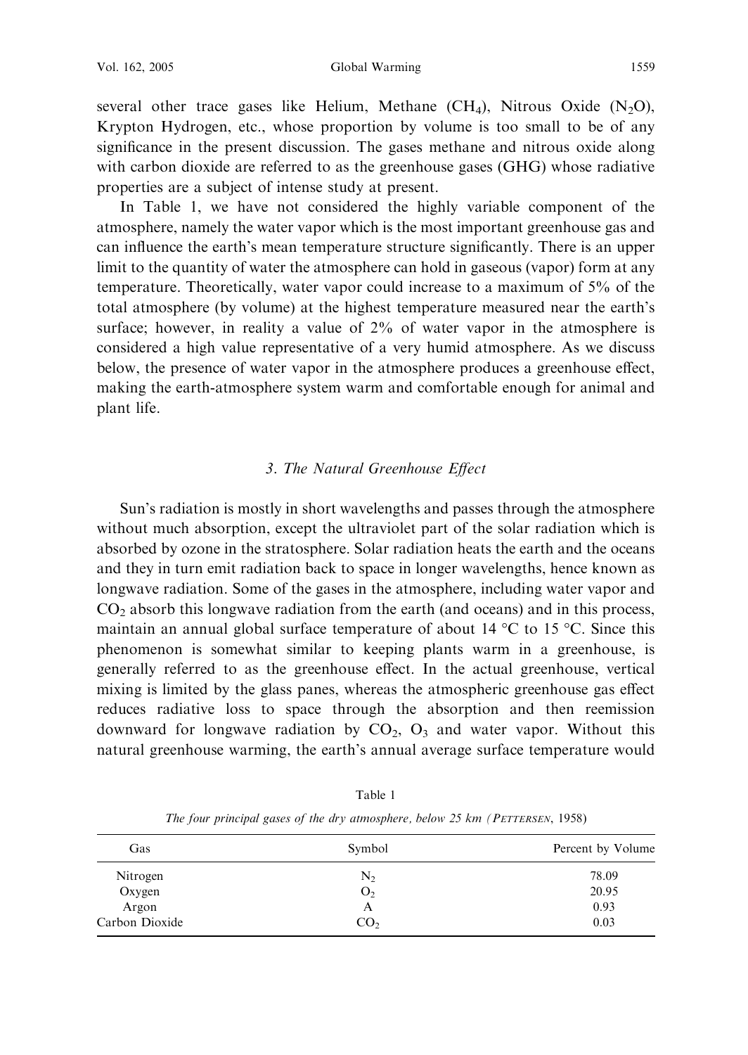several other trace gases like Helium, Methane ($CH_4$), Nitrous Oxide ($N_2O$), Krypton Hydrogen, etc., whose proportion by volume is too small to be of any significance in the present discussion. The gases methane and nitrous oxide along with carbon dioxide are referred to as the greenhouse gases (GHG) whose radiative properties are a subject of intense study at present.

In Table 1, we have not considered the highly variable component of the atmosphere, namely the water vapor which is the most important greenhouse gas and can influence the earth's mean temperature structure significantly. There is an upper limit to the quantity of water the atmosphere can hold in gaseous (vapor) form at any temperature. Theoretically, water vapor could increase to a maximum of 5% of the total atmosphere (by volume) at the highest temperature measured near the earth's surface; however, in reality a value of 2% of water vapor in the atmosphere is considered a high value representative of a very humid atmosphere. As we discuss below, the presence of water vapor in the atmosphere produces a greenhouse effect, making the earth-atmosphere system warm and comfortable enough for animal and plant life.

## 3. The Natural Greenhouse Effect

Sun's radiation is mostly in short wavelengths and passes through the atmosphere without much absorption, except the ultraviolet part of the solar radiation which is absorbed by ozone in the stratosphere. Solar radiation heats the earth and the oceans and they in turn emit radiation back to space in longer wavelengths, hence known as longwave radiation. Some of the gases in the atmosphere, including water vapor and $CO_2$ absorb this longwave radiation from the earth (and oceans) and in this process, maintain an annual global surface temperature of about 14 °C to 15 °C. Since this phenomenon is somewhat similar to keeping plants warm in a greenhouse, is generally referred to as the greenhouse effect. In the actual greenhouse, vertical mixing is limited by the glass panes, whereas the atmospheric greenhouse gas effect reduces radiative loss to space through the absorption and then reemission downward for longwave radiation by $CO_2$, $O_3$ and water vapor. Without this natural greenhouse warming, the earth's annual average surface temperature would

Table 1

*The four principal gases of the dry atmosphere, below 25 km (Pettersen, 1958)*

| Gas | Symbol | Percent by Volume |
|---|---|---|
| Nitrogen | $N_2$ | 78.09 |
| Oxygen | $O_2$ | 20.95 |
| Argon | A | 0.93 |
| Carbon Dioxide | $CO_2$ | 0.03 |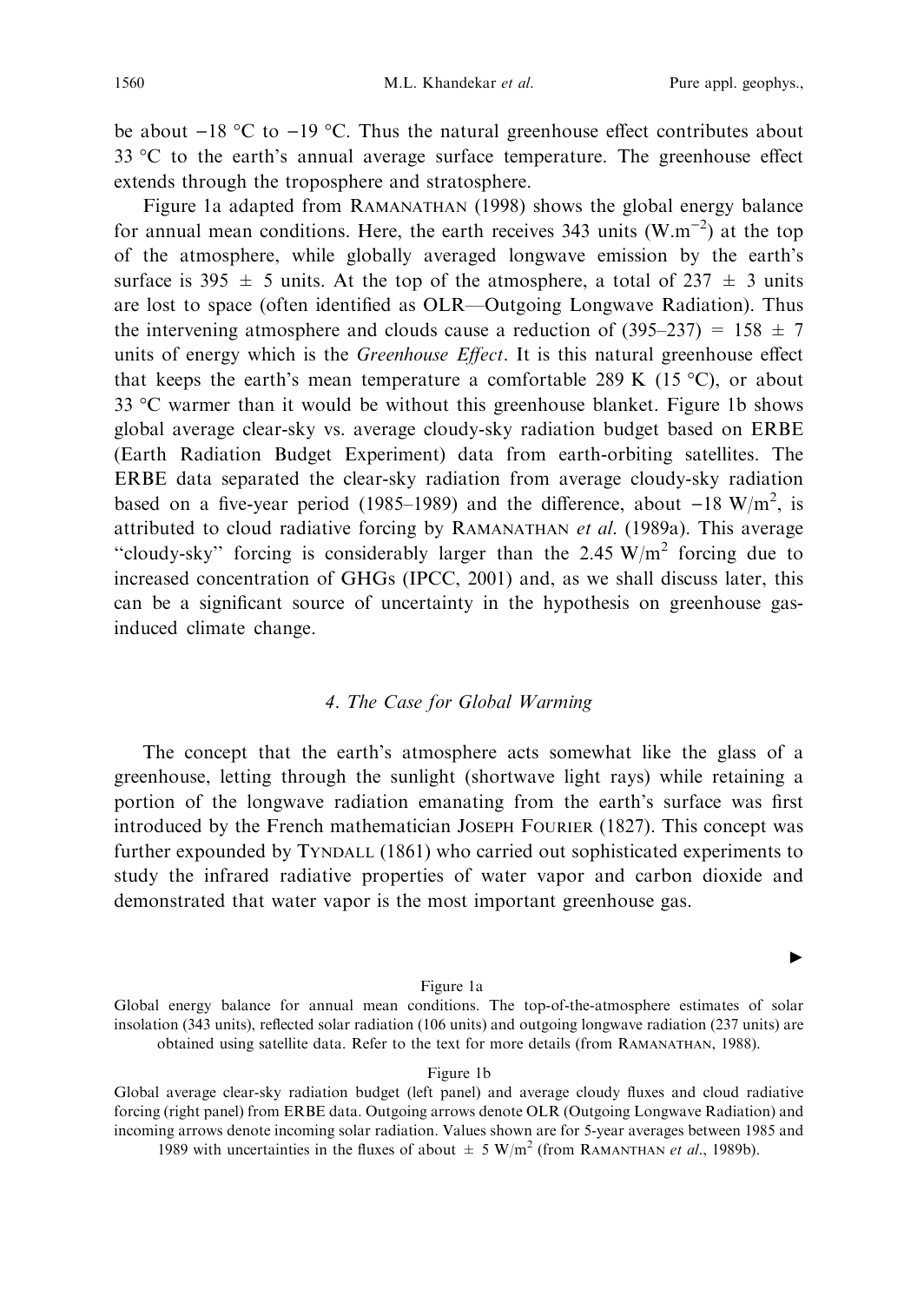be about −18 °C to −19 °C. Thus the natural greenhouse effect contributes about 33 °C to the earth's annual average surface temperature. The greenhouse effect extends through the troposphere and stratosphere.

Figure 1a adapted from Ramanathan (1998) shows the global energy balance for annual mean conditions. Here, the earth receives 343 units ($W.m^{-2}$) at the top of the atmosphere, while globally averaged longwave emission by the earth's surface is 395 ± 5 units. At the top of the atmosphere, a total of 237 ± 3 units are lost to space (often identified as OLR—Outgoing Longwave Radiation). Thus the intervening atmosphere and clouds cause a reduction of (395–237) = 158 ± 7 units of energy which is the *Greenhouse Effect*. It is this natural greenhouse effect that keeps the earth's mean temperature a comfortable 289 K (15 °C), or about 33 °C warmer than it would be without this greenhouse blanket. Figure 1b shows global average clear-sky vs. average cloudy-sky radiation budget based on ERBE (Earth Radiation Budget Experiment) data from earth-orbiting satellites. The ERBE data separated the clear-sky radiation from average cloudy-sky radiation based on a five-year period (1985–1989) and the difference, about −18 $W/m^2$, is attributed to cloud radiative forcing by Ramanathan *et al.* (1989a). This average "cloudy-sky" forcing is considerably larger than the 2.45 $W/m^2$ forcing due to increased concentration of GHGs (IPCC, 2001) and, as we shall discuss later, this can be a significant source of uncertainty in the hypothesis on greenhouse gas-induced climate change.

## 4. The Case for Global Warming

The concept that the earth's atmosphere acts somewhat like the glass of a greenhouse, letting through the sunlight (shortwave light rays) while retaining a portion of the longwave radiation emanating from the earth's surface was first introduced by the French mathematician Joseph Fourier (1827). This concept was further expounded by Tyndall (1861) who carried out sophisticated experiments to study the infrared radiative properties of water vapor and carbon dioxide and demonstrated that water vapor is the most important greenhouse gas.

▶

Figure 1a

Global energy balance for annual mean conditions. The top-of-the-atmosphere estimates of solar insolation (343 units), reflected solar radiation (106 units) and outgoing longwave radiation (237 units) are obtained using satellite data. Refer to the text for more details (from Ramanathan, 1988).

Figure 1b

Global average clear-sky radiation budget (left panel) and average cloudy fluxes and cloud radiative forcing (right panel) from ERBE data. Outgoing arrows denote OLR (Outgoing Longwave Radiation) and incoming arrows denote incoming solar radiation. Values shown are for 5-year averages between 1985 and 1989 with uncertainties in the fluxes of about ± 5 $W/m^2$ (from Ramanthan *et al.*, 1989b).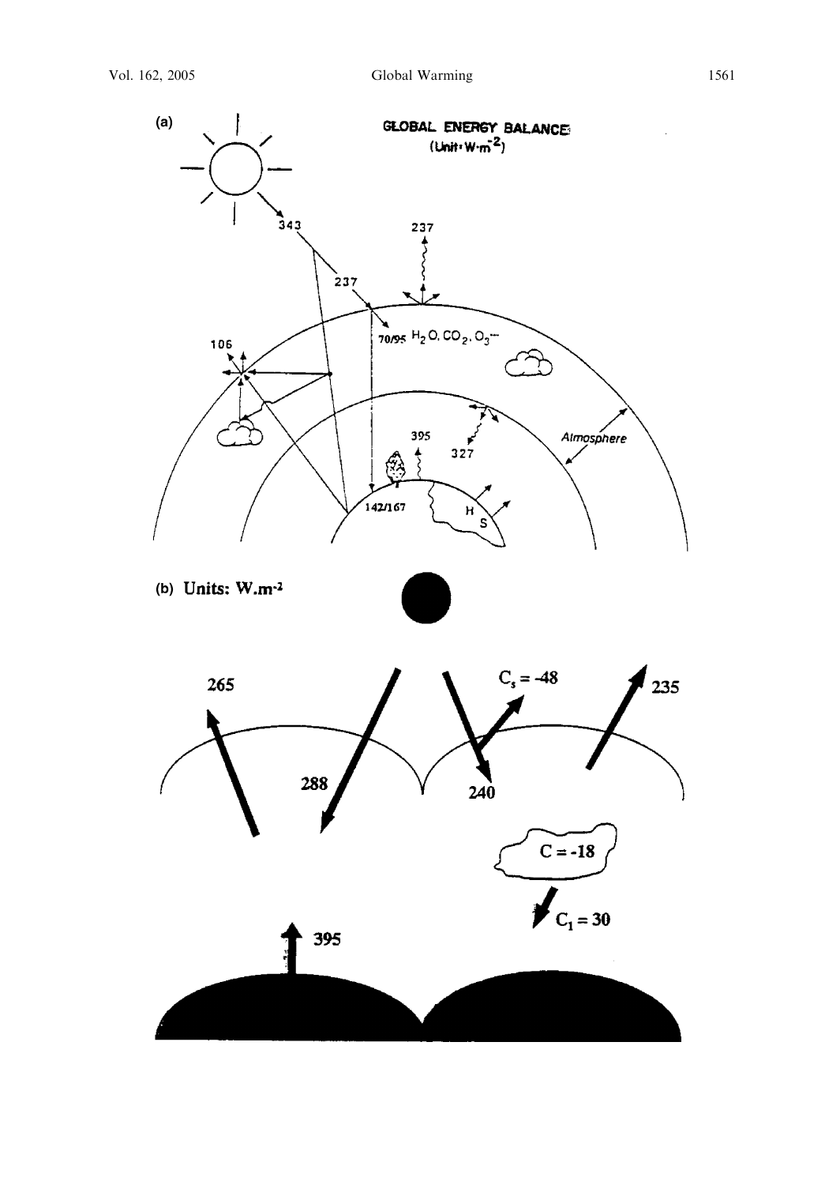(a)

GLOBAL ENERGY BALANCE
(Unit: $W \cdot m^{-2}$)

343

237

237

106

70/95 $H_2O$, $CO_2$, $O_3$---

395

327

Atmosphere

142/167

H

S

(b) Units: $W.m^{-2}$

265

288

$C_s = -48$

240

235

$C = -18$

$C_l = 30$

395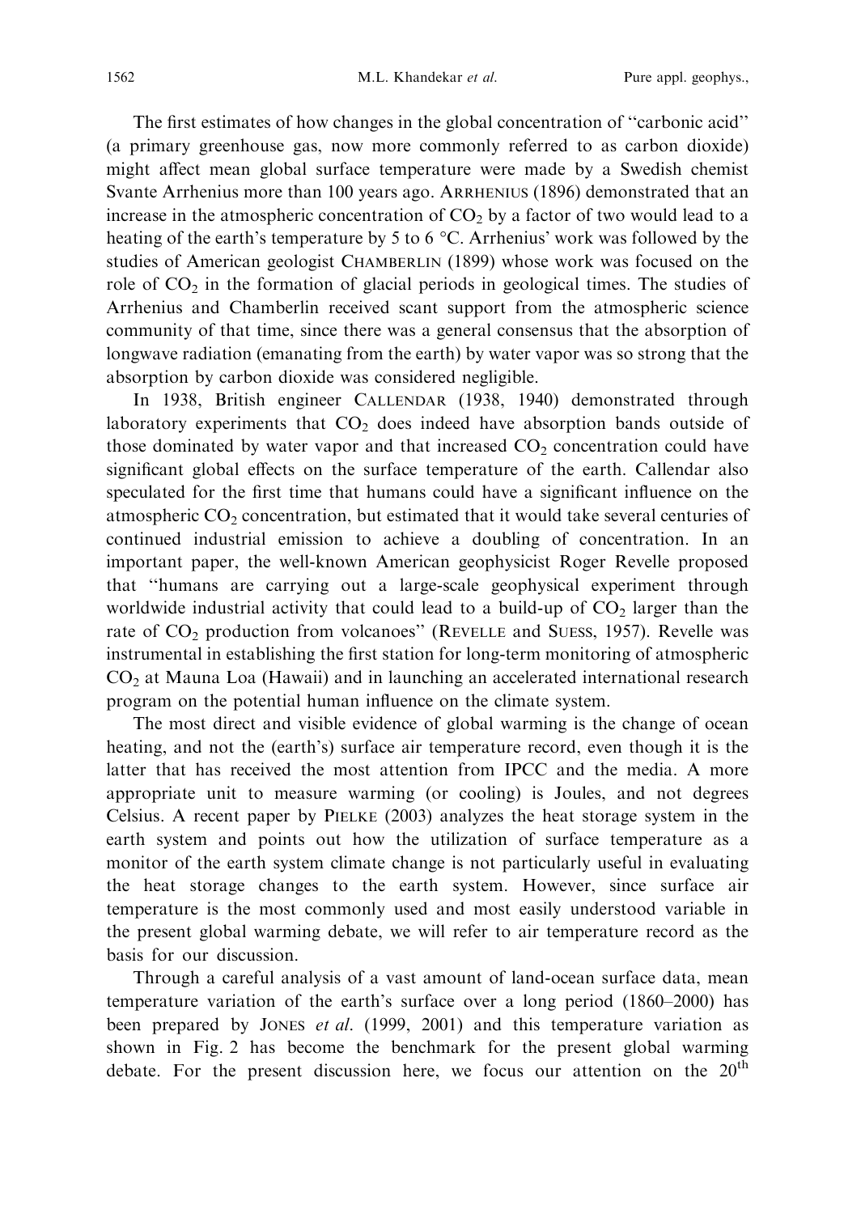The first estimates of how changes in the global concentration of "carbonic acid" (a primary greenhouse gas, now more commonly referred to as carbon dioxide) might affect mean global surface temperature were made by a Swedish chemist Svante Arrhenius more than 100 years ago. ARRHENIUS (1896) demonstrated that an increase in the atmospheric concentration of $CO_2$ by a factor of two would lead to a heating of the earth's temperature by 5 to 6 °C. Arrhenius' work was followed by the studies of American geologist CHAMBERLIN (1899) whose work was focused on the role of $CO_2$ in the formation of glacial periods in geological times. The studies of Arrhenius and Chamberlin received scant support from the atmospheric science community of that time, since there was a general consensus that the absorption of longwave radiation (emanating from the earth) by water vapor was so strong that the absorption by carbon dioxide was considered negligible.

In 1938, British engineer CALLENDAR (1938, 1940) demonstrated through laboratory experiments that $CO_2$ does indeed have absorption bands outside of those dominated by water vapor and that increased $CO_2$ concentration could have significant global effects on the surface temperature of the earth. Callendar also speculated for the first time that humans could have a significant influence on the atmospheric $CO_2$ concentration, but estimated that it would take several centuries of continued industrial emission to achieve a doubling of concentration. In an important paper, the well-known American geophysicist Roger Revelle proposed that "humans are carrying out a large-scale geophysical experiment through worldwide industrial activity that could lead to a build-up of $CO_2$ larger than the rate of $CO_2$ production from volcanoes" (REVELLE and SUESS, 1957). Revelle was instrumental in establishing the first station for long-term monitoring of atmospheric $CO_2$ at Mauna Loa (Hawaii) and in launching an accelerated international research program on the potential human influence on the climate system.

The most direct and visible evidence of global warming is the change of ocean heating, and not the (earth's) surface air temperature record, even though it is the latter that has received the most attention from IPCC and the media. A more appropriate unit to measure warming (or cooling) is Joules, and not degrees Celsius. A recent paper by PIELKE (2003) analyzes the heat storage system in the earth system and points out how the utilization of surface temperature as a monitor of the earth system climate change is not particularly useful in evaluating the heat storage changes to the earth system. However, since surface air temperature is the most commonly used and most easily understood variable in the present global warming debate, we will refer to air temperature record as the basis for our discussion.

Through a careful analysis of a vast amount of land-ocean surface data, mean temperature variation of the earth's surface over a long period (1860–2000) has been prepared by JONES *et al.* (1999, 2001) and this temperature variation as shown in Fig. 2 has become the benchmark for the present global warming debate. For the present discussion here, we focus our attention on the $20^{th}$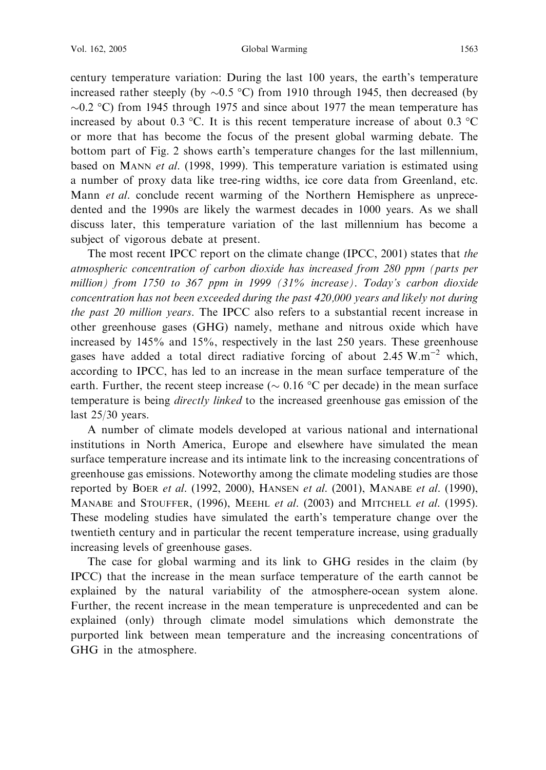century temperature variation: During the last 100 years, the earth's temperature increased rather steeply (by ~0.5 °C) from 1910 through 1945, then decreased (by ~0.2 °C) from 1945 through 1975 and since about 1977 the mean temperature has increased by about 0.3 °C. It is this recent temperature increase of about 0.3 °C or more that has become the focus of the present global warming debate. The bottom part of Fig. 2 shows earth's temperature changes for the last millennium, based on MANN *et al.* (1998, 1999). This temperature variation is estimated using a number of proxy data like tree-ring widths, ice core data from Greenland, etc. Mann *et al.* conclude recent warming of the Northern Hemisphere as unprecedented and the 1990s are likely the warmest decades in 1000 years. As we shall discuss later, this temperature variation of the last millennium has become a subject of vigorous debate at present.

The most recent IPCC report on the climate change (IPCC, 2001) states that *the atmospheric concentration of carbon dioxide has increased from 280 ppm (parts per million) from 1750 to 367 ppm in 1999 (31% increase). Today's carbon dioxide concentration has not been exceeded during the past 420,000 years and likely not during the past 20 million years*. The IPCC also refers to a substantial recent increase in other greenhouse gases (GHG) namely, methane and nitrous oxide which have increased by 145% and 15%, respectively in the last 250 years. These greenhouse gases have added a total direct radiative forcing of about 2.45 $W.m^{-2}$ which, according to IPCC, has led to an increase in the mean surface temperature of the earth. Further, the recent steep increase (~ 0.16 °C per decade) in the mean surface temperature is being *directly linked* to the increased greenhouse gas emission of the last 25/30 years.

A number of climate models developed at various national and international institutions in North America, Europe and elsewhere have simulated the mean surface temperature increase and its intimate link to the increasing concentrations of greenhouse gas emissions. Noteworthy among the climate modeling studies are those reported by BOER *et al.* (1992, 2000), HANSEN *et al.* (2001), MANABE *et al.* (1990), MANABE and STOUFFER, (1996), MEEHL *et al.* (2003) and MITCHELL *et al.* (1995). These modeling studies have simulated the earth's temperature change over the twentieth century and in particular the recent temperature increase, using gradually increasing levels of greenhouse gases.

The case for global warming and its link to GHG resides in the claim (by IPCC) that the increase in the mean surface temperature of the earth cannot be explained by the natural variability of the atmosphere-ocean system alone. Further, the recent increase in the mean temperature is unprecedented and can be explained (only) through climate model simulations which demonstrate the purported link between mean temperature and the increasing concentrations of GHG in the atmosphere.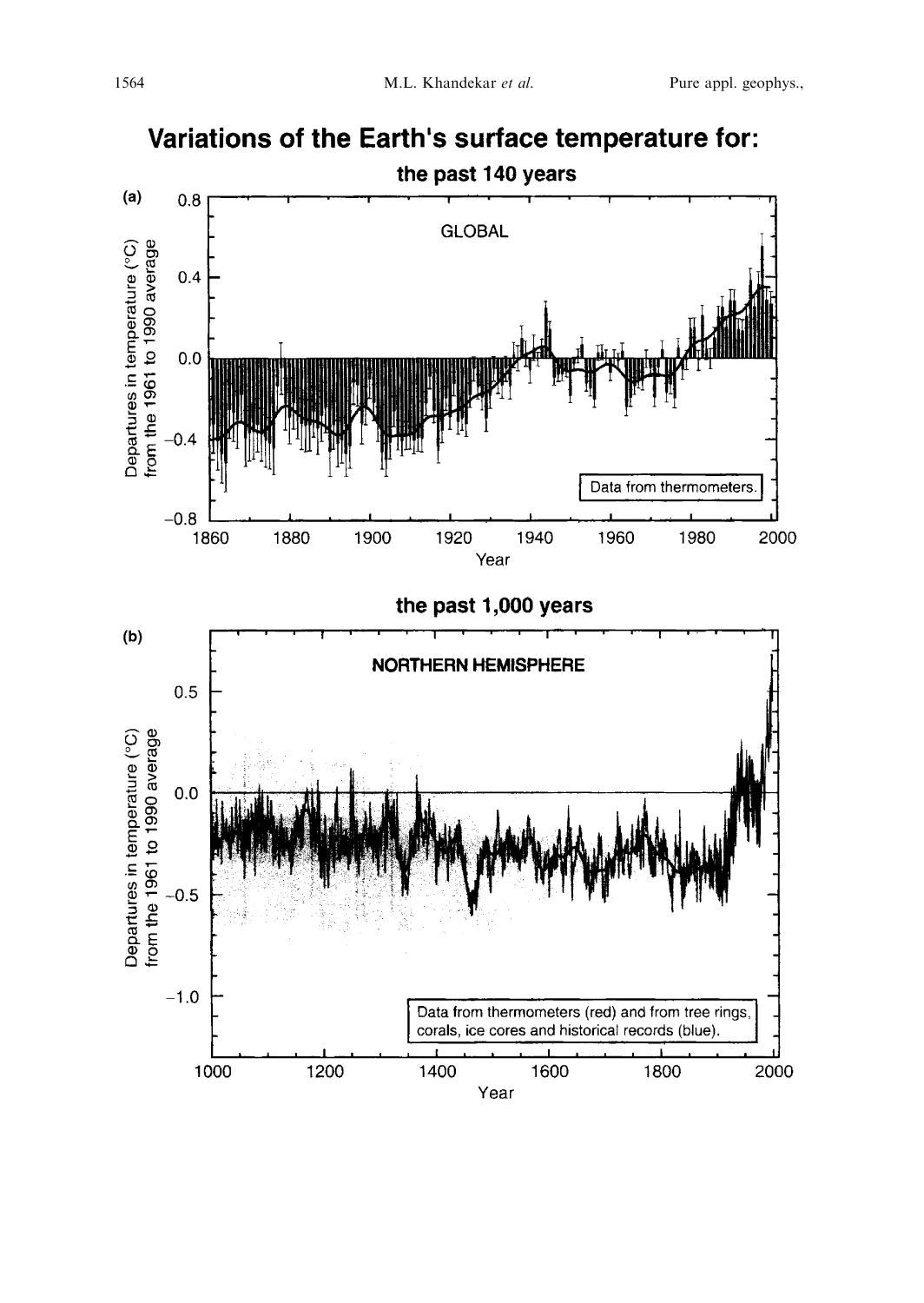**Variations of the Earth's surface temperature for:**

**the past 140 years**

(a)

GLOBAL

Departures in temperature (°C) from the 1961 to 1990 average

Data from thermometers.

Year

**the past 1,000 years**

(b)

NORTHERN HEMISPHERE

Departures in temperature (°C) from the 1961 to 1990 average

Data from thermometers (red) and from tree rings, corals, ice cores and historical records (blue).

Year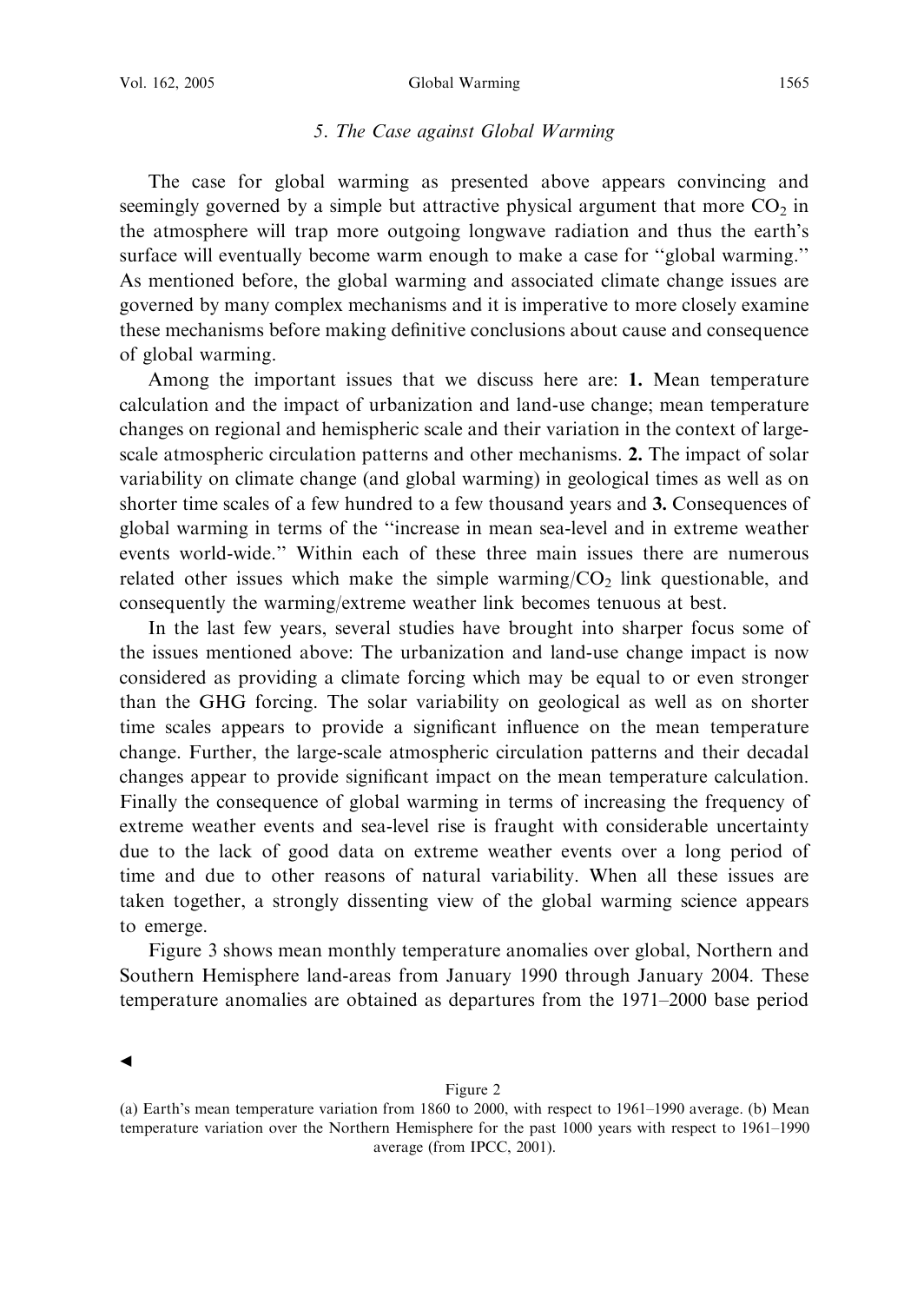## *5. The Case against Global Warming*

The case for global warming as presented above appears convincing and seemingly governed by a simple but attractive physical argument that more $CO_2$ in the atmosphere will trap more outgoing longwave radiation and thus the earth's surface will eventually become warm enough to make a case for "global warming." As mentioned before, the global warming and associated climate change issues are governed by many complex mechanisms and it is imperative to more closely examine these mechanisms before making definitive conclusions about cause and consequence of global warming.

Among the important issues that we discuss here are: **1.** Mean temperature calculation and the impact of urbanization and land-use change; mean temperature changes on regional and hemispheric scale and their variation in the context of large-scale atmospheric circulation patterns and other mechanisms. **2.** The impact of solar variability on climate change (and global warming) in geological times as well as on shorter time scales of a few hundred to a few thousand years and **3.** Consequences of global warming in terms of the "increase in mean sea-level and in extreme weather events world-wide." Within each of these three main issues there are numerous related other issues which make the simple warming/$CO_2$ link questionable, and consequently the warming/extreme weather link becomes tenuous at best.

In the last few years, several studies have brought into sharper focus some of the issues mentioned above: The urbanization and land-use change impact is now considered as providing a climate forcing which may be equal to or even stronger than the GHG forcing. The solar variability on geological as well as on shorter time scales appears to provide a significant influence on the mean temperature change. Further, the large-scale atmospheric circulation patterns and their decadal changes appear to provide significant impact on the mean temperature calculation. Finally the consequence of global warming in terms of increasing the frequency of extreme weather events and sea-level rise is fraught with considerable uncertainty due to the lack of good data on extreme weather events over a long period of time and due to other reasons of natural variability. When all these issues are taken together, a strongly dissenting view of the global warming science appears to emerge.

Figure 3 shows mean monthly temperature anomalies over global, Northern and Southern Hemisphere land-areas from January 1990 through January 2004. These temperature anomalies are obtained as departures from the 1971–2000 base period

◀

Figure 2

(a) Earth's mean temperature variation from 1860 to 2000, with respect to 1961–1990 average. (b) Mean temperature variation over the Northern Hemisphere for the past 1000 years with respect to 1961–1990 average (from IPCC, 2001).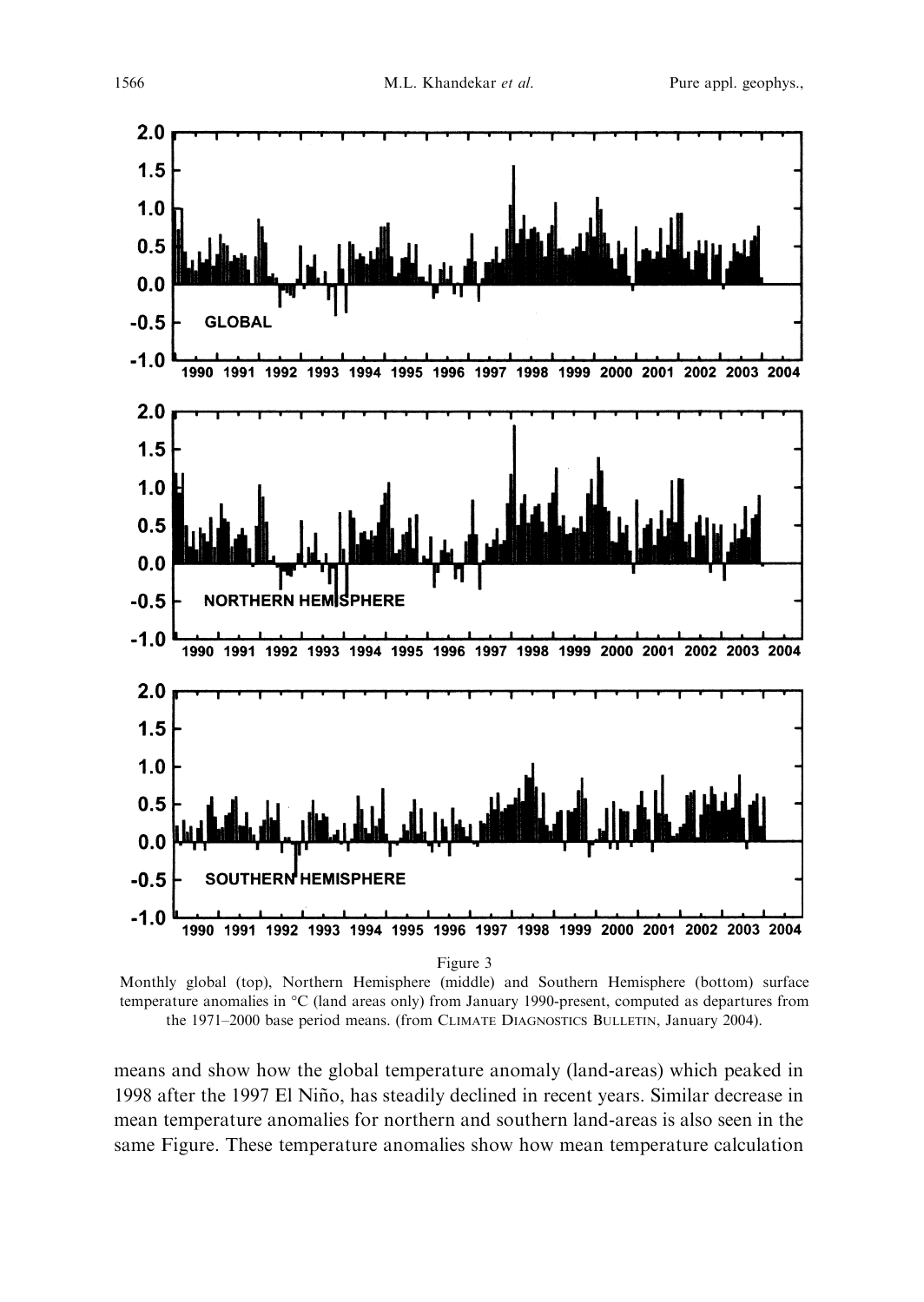Figure 3

Monthly global (top), Northern Hemisphere (middle) and Southern Hemisphere (bottom) surface temperature anomalies in °C (land areas only) from January 1990-present, computed as departures from the 1971–2000 base period means. (from CLIMATE DIAGNOSTICS BULLETIN, January 2004).

means and show how the global temperature anomaly (land-areas) which peaked in 1998 after the 1997 El Niño, has steadily declined in recent years. Similar decrease in mean temperature anomalies for northern and southern land-areas is also seen in the same Figure. These temperature anomalies show how mean temperature calculation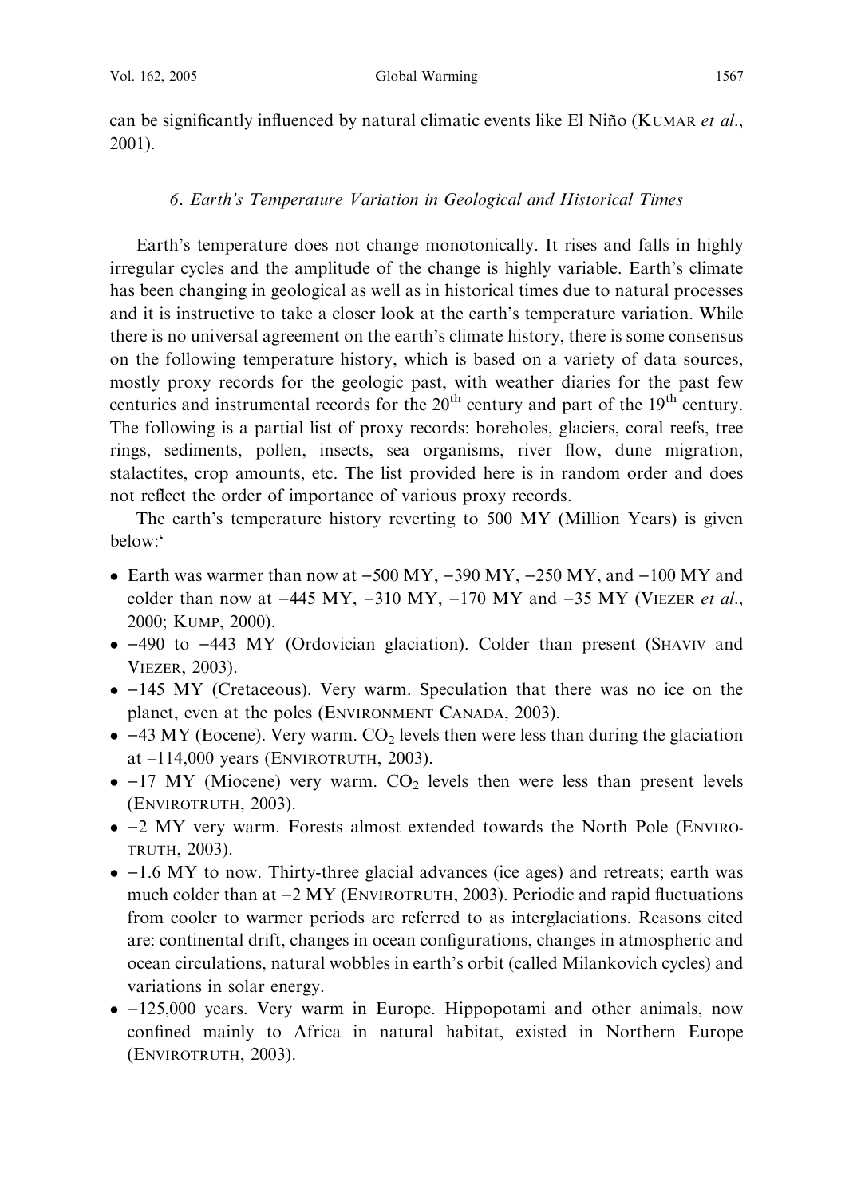can be significantly influenced by natural climatic events like El Niño (KUMAR *et al.*, 2001).

### *6. Earth's Temperature Variation in Geological and Historical Times*

Earth's temperature does not change monotonically. It rises and falls in highly irregular cycles and the amplitude of the change is highly variable. Earth's climate has been changing in geological as well as in historical times due to natural processes and it is instructive to take a closer look at the earth's temperature variation. While there is no universal agreement on the earth's climate history, there is some consensus on the following temperature history, which is based on a variety of data sources, mostly proxy records for the geologic past, with weather diaries for the past few centuries and instrumental records for the 20th century and part of the 19th century. The following is a partial list of proxy records: boreholes, glaciers, coral reefs, tree rings, sediments, pollen, insects, sea organisms, river flow, dune migration, stalactites, crop amounts, etc. The list provided here is in random order and does not reflect the order of importance of various proxy records.

The earth's temperature history reverting to 500 MY (Million Years) is given below:'

- Earth was warmer than now at −500 MY, −390 MY, −250 MY, and −100 MY and colder than now at −445 MY, −310 MY, −170 MY and −35 MY (VIEZER *et al.*, 2000; KUMP, 2000).
- −490 to −443 MY (Ordovician glaciation). Colder than present (SHAVIV and VIEZER, 2003).
- −145 MY (Cretaceous). Very warm. Speculation that there was no ice on the planet, even at the poles (ENVIRONMENT CANADA, 2003).
- −43 MY (Eocene). Very warm. $CO_2$ levels then were less than during the glaciation at –114,000 years (ENVIROTRUTH, 2003).
- −17 MY (Miocene) very warm. $CO_2$ levels then were less than present levels (ENVIROTRUTH, 2003).
- −2 MY very warm. Forests almost extended towards the North Pole (ENVIROTRUTH, 2003).
- −1.6 MY to now. Thirty-three glacial advances (ice ages) and retreats; earth was much colder than at −2 MY (ENVIROTRUTH, 2003). Periodic and rapid fluctuations from cooler to warmer periods are referred to as interglaciations. Reasons cited are: continental drift, changes in ocean configurations, changes in atmospheric and ocean circulations, natural wobbles in earth's orbit (called Milankovich cycles) and variations in solar energy.
- −125,000 years. Very warm in Europe. Hippopotami and other animals, now confined mainly to Africa in natural habitat, existed in Northern Europe (ENVIROTRUTH, 2003).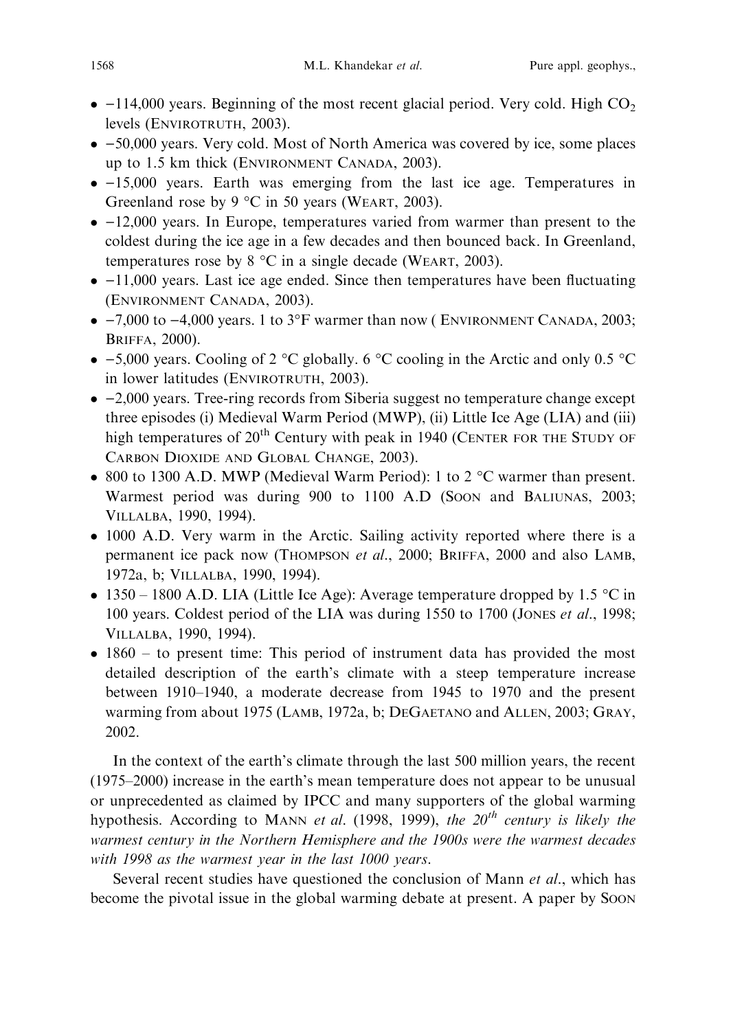- −114,000 years. Beginning of the most recent glacial period. Very cold. High $CO_2$ levels (ENVIROTRUTH, 2003).
- −50,000 years. Very cold. Most of North America was covered by ice, some places up to 1.5 km thick (ENVIRONMENT CANADA, 2003).
- −15,000 years. Earth was emerging from the last ice age. Temperatures in Greenland rose by 9 °C in 50 years (WEART, 2003).
- −12,000 years. In Europe, temperatures varied from warmer than present to the coldest during the ice age in a few decades and then bounced back. In Greenland, temperatures rose by 8 °C in a single decade (WEART, 2003).
- −11,000 years. Last ice age ended. Since then temperatures have been fluctuating (ENVIRONMENT CANADA, 2003).
- −7,000 to −4,000 years. 1 to 3°F warmer than now ( ENVIRONMENT CANADA, 2003; BRIFFA, 2000).
- −5,000 years. Cooling of 2 °C globally. 6 °C cooling in the Arctic and only 0.5 °C in lower latitudes (ENVIROTRUTH, 2003).
- −2,000 years. Tree-ring records from Siberia suggest no temperature change except three episodes (i) Medieval Warm Period (MWP), (ii) Little Ice Age (LIA) and (iii) high temperatures of 20th Century with peak in 1940 (CENTER FOR THE STUDY OF CARBON DIOXIDE AND GLOBAL CHANGE, 2003).
- 800 to 1300 A.D. MWP (Medieval Warm Period): 1 to 2 °C warmer than present. Warmest period was during 900 to 1100 A.D (SOON and BALIUNAS, 2003; VILLALBA, 1990, 1994).
- 1000 A.D. Very warm in the Arctic. Sailing activity reported where there is a permanent ice pack now (THOMPSON *et al.*, 2000; BRIFFA, 2000 and also LAMB, 1972a, b; VILLALBA, 1990, 1994).
- 1350 – 1800 A.D. LIA (Little Ice Age): Average temperature dropped by 1.5 °C in 100 years. Coldest period of the LIA was during 1550 to 1700 (JONES *et al.*, 1998; VILLALBA, 1990, 1994).
- 1860 – to present time: This period of instrument data has provided the most detailed description of the earth's climate with a steep temperature increase between 1910–1940, a moderate decrease from 1945 to 1970 and the present warming from about 1975 (LAMB, 1972a, b; DEGAETANO and ALLEN, 2003; GRAY, 2002.

In the context of the earth's climate through the last 500 million years, the recent (1975–2000) increase in the earth's mean temperature does not appear to be unusual or unprecedented as claimed by IPCC and many supporters of the global warming hypothesis. According to MANN *et al*. (1998, 1999), *the 20th century is likely the warmest century in the Northern Hemisphere and the 1900s were the warmest decades with 1998 as the warmest year in the last 1000 years*.

Several recent studies have questioned the conclusion of Mann *et al*., which has become the pivotal issue in the global warming debate at present. A paper by SOON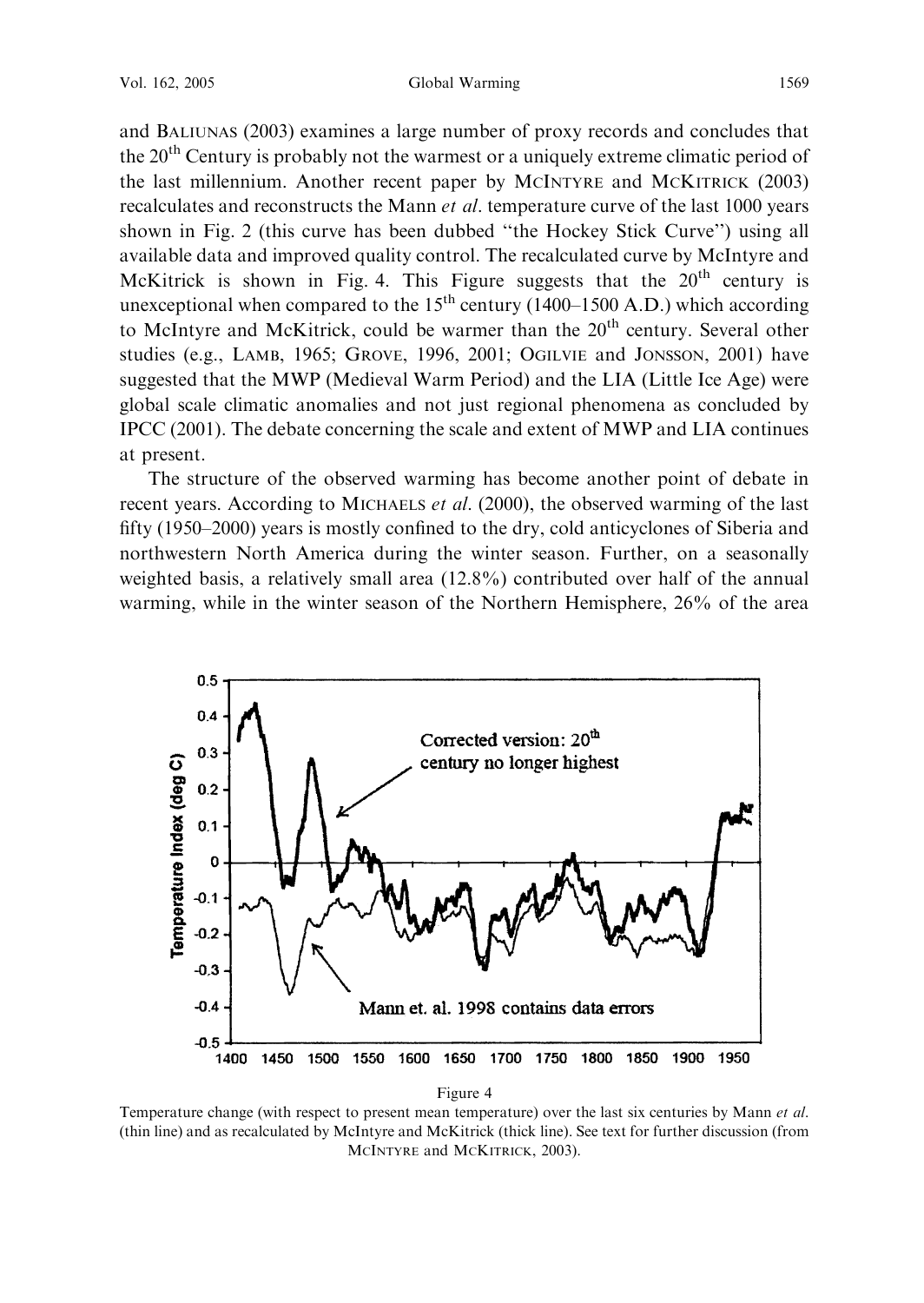and BALIUNAS (2003) examines a large number of proxy records and concludes that the 20$^{th}$ Century is probably not the warmest or a uniquely extreme climatic period of the last millennium. Another recent paper by MCINTYRE and MCKITRICK (2003) recalculates and reconstructs the Mann *et al*. temperature curve of the last 1000 years shown in Fig. 2 (this curve has been dubbed "the Hockey Stick Curve") using all available data and improved quality control. The recalculated curve by McIntyre and McKitrick is shown in Fig. 4. This Figure suggests that the 20$^{th}$ century is unexceptional when compared to the 15$^{th}$ century (1400–1500 A.D.) which according to McIntyre and McKitrick, could be warmer than the 20$^{th}$ century. Several other studies (e.g., LAMB, 1965; GROVE, 1996, 2001; OGILVIE and JONSSON, 2001) have suggested that the MWP (Medieval Warm Period) and the LIA (Little Ice Age) were global scale climatic anomalies and not just regional phenomena as concluded by IPCC (2001). The debate concerning the scale and extent of MWP and LIA continues at present.

The structure of the observed warming has become another point of debate in recent years. According to MICHAELS *et al*. (2000), the observed warming of the last fifty (1950–2000) years is mostly confined to the dry, cold anticyclones of Siberia and northwestern North America during the winter season. Further, on a seasonally weighted basis, a relatively small area (12.8%) contributed over half of the annual warming, while in the winter season of the Northern Hemisphere, 26% of the area

Figure 4

Temperature change (with respect to present mean temperature) over the last six centuries by Mann *et al*. (thin line) and as recalculated by McIntyre and McKitrick (thick line). See text for further discussion (from MCINTYRE and MCKITRICK, 2003).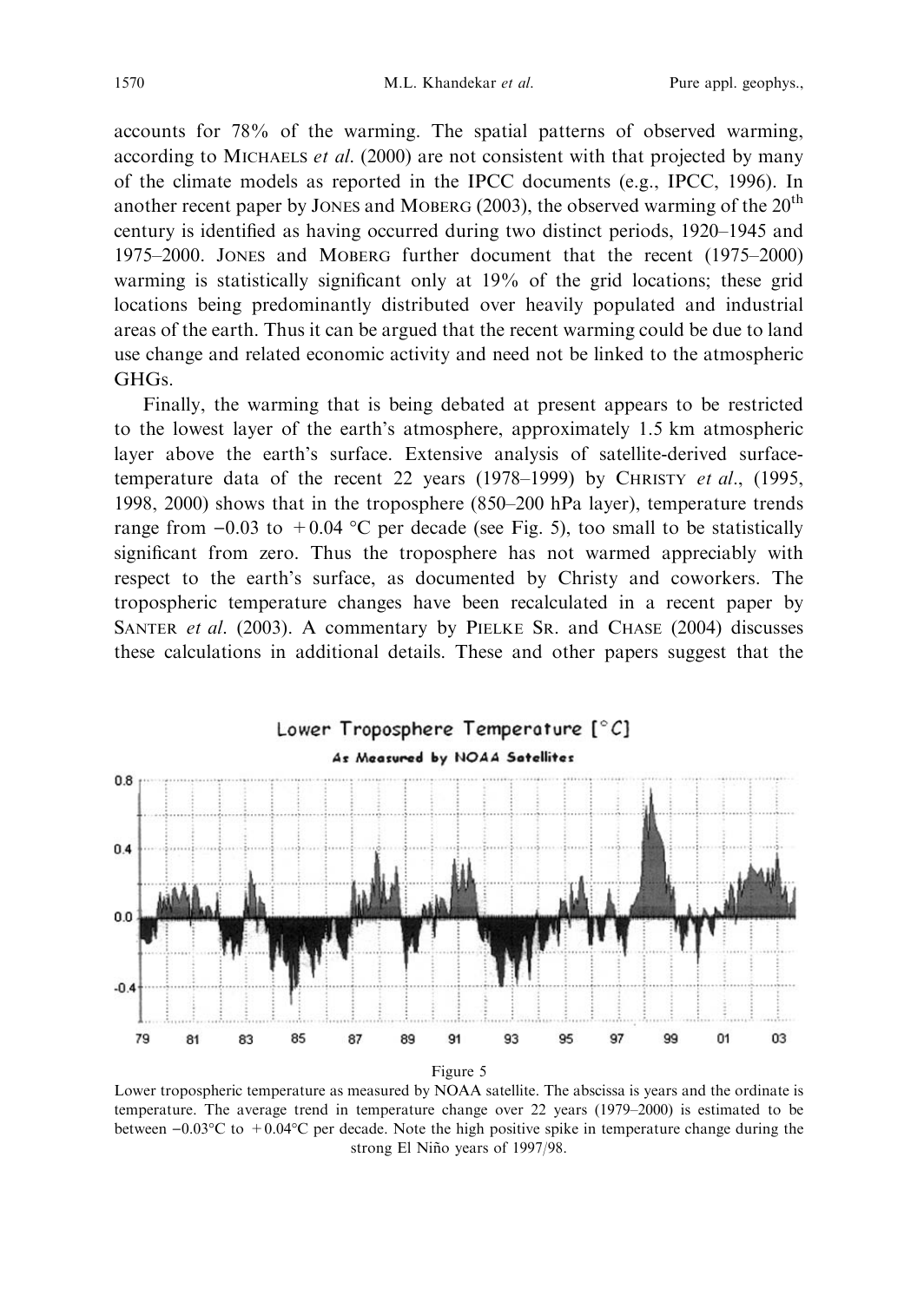accounts for 78% of the warming. The spatial patterns of observed warming, according to MICHAELS *et al.* (2000) are not consistent with that projected by many of the climate models as reported in the IPCC documents (e.g., IPCC, 1996). In another recent paper by JONES and MOBERG (2003), the observed warming of the $20^{th}$ century is identified as having occurred during two distinct periods, 1920–1945 and 1975–2000. JONES and MOBERG further document that the recent (1975–2000) warming is statistically significant only at 19% of the grid locations; these grid locations being predominantly distributed over heavily populated and industrial areas of the earth. Thus it can be argued that the recent warming could be due to land use change and related economic activity and need not be linked to the atmospheric GHGs.

Finally, the warming that is being debated at present appears to be restricted to the lowest layer of the earth's atmosphere, approximately 1.5 km atmospheric layer above the earth's surface. Extensive analysis of satellite-derived surface-temperature data of the recent 22 years (1978–1999) by CHRISTY *et al.*, (1995, 1998, 2000) shows that in the troposphere (850–200 hPa layer), temperature trends range from −0.03 to +0.04 °C per decade (see Fig. 5), too small to be statistically significant from zero. Thus the troposphere has not warmed appreciably with respect to the earth's surface, as documented by Christy and coworkers. The tropospheric temperature changes have been recalculated in a recent paper by SANTER *et al.* (2003). A commentary by PIELKE SR. and CHASE (2004) discusses these calculations in additional details. These and other papers suggest that the

Figure 5

Lower tropospheric temperature as measured by NOAA satellite. The abscissa is years and the ordinate is temperature. The average trend in temperature change over 22 years (1979–2000) is estimated to be between −0.03°C to +0.04°C per decade. Note the high positive spike in temperature change during the strong El Niño years of 1997/98.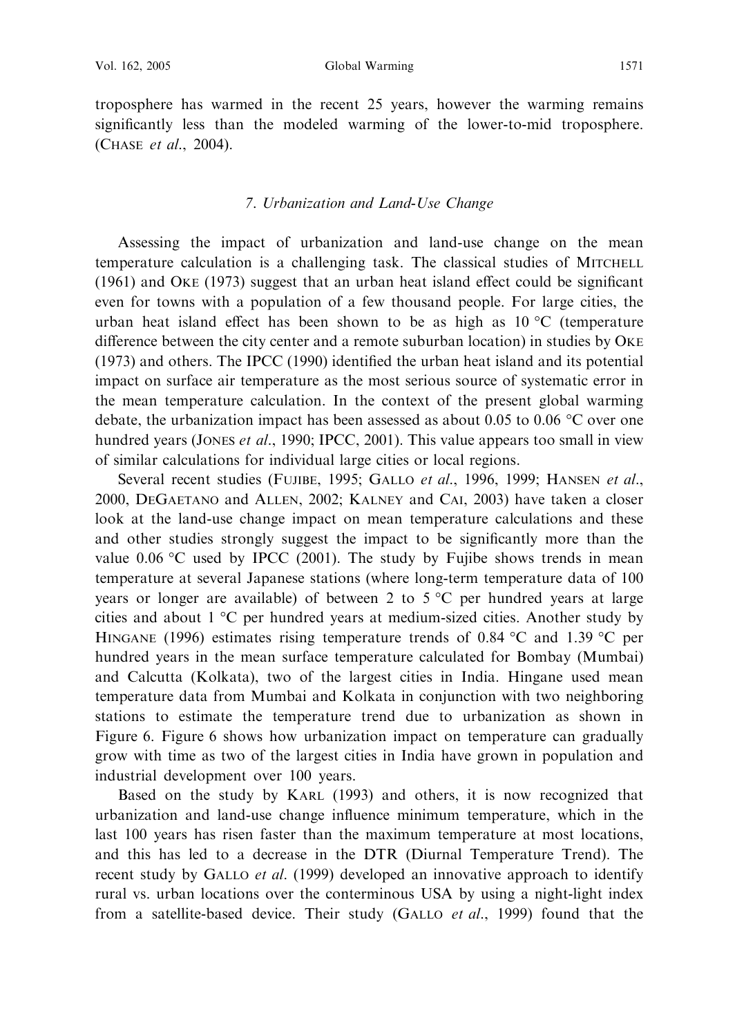troposphere has warmed in the recent 25 years, however the warming remains significantly less than the modeled warming of the lower-to-mid troposphere. (CHASE *et al.*, 2004).

## *7. Urbanization and Land-Use Change*

Assessing the impact of urbanization and land-use change on the mean temperature calculation is a challenging task. The classical studies of MITCHELL (1961) and OKE (1973) suggest that an urban heat island effect could be significant even for towns with a population of a few thousand people. For large cities, the urban heat island effect has been shown to be as high as 10 °C (temperature difference between the city center and a remote suburban location) in studies by OKE (1973) and others. The IPCC (1990) identified the urban heat island and its potential impact on surface air temperature as the most serious source of systematic error in the mean temperature calculation. In the context of the present global warming debate, the urbanization impact has been assessed as about 0.05 to 0.06 °C over one hundred years (JONES *et al.*, 1990; IPCC, 2001). This value appears too small in view of similar calculations for individual large cities or local regions.

Several recent studies (FUJIBE, 1995; GALLO *et al.*, 1996, 1999; HANSEN *et al.*, 2000, DEGAETANO and ALLEN, 2002; KALNEY and CAI, 2003) have taken a closer look at the land-use change impact on mean temperature calculations and these and other studies strongly suggest the impact to be significantly more than the value 0.06 °C used by IPCC (2001). The study by Fujibe shows trends in mean temperature at several Japanese stations (where long-term temperature data of 100 years or longer are available) of between 2 to 5 °C per hundred years at large cities and about 1 °C per hundred years at medium-sized cities. Another study by HINGANE (1996) estimates rising temperature trends of 0.84 °C and 1.39 °C per hundred years in the mean surface temperature calculated for Bombay (Mumbai) and Calcutta (Kolkata), two of the largest cities in India. Hingane used mean temperature data from Mumbai and Kolkata in conjunction with two neighboring stations to estimate the temperature trend due to urbanization as shown in Figure 6. Figure 6 shows how urbanization impact on temperature can gradually grow with time as two of the largest cities in India have grown in population and industrial development over 100 years.

Based on the study by KARL (1993) and others, it is now recognized that urbanization and land-use change influence minimum temperature, which in the last 100 years has risen faster than the maximum temperature at most locations, and this has led to a decrease in the DTR (Diurnal Temperature Trend). The recent study by GALLO *et al.* (1999) developed an innovative approach to identify rural vs. urban locations over the conterminous USA by using a night-light index from a satellite-based device. Their study (GALLO *et al.*, 1999) found that the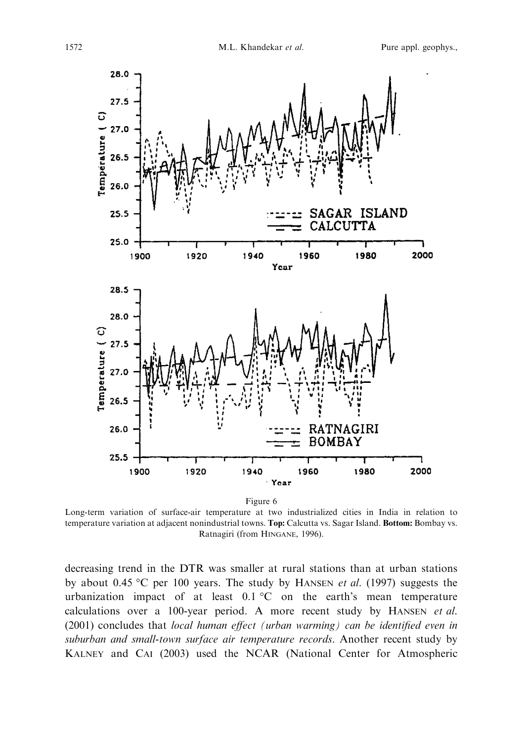Figure 6

Long-term variation of surface-air temperature at two industrialized cities in India in relation to temperature variation at adjacent nonindustrial towns. **Top:** Calcutta vs. Sagar Island. **Bottom:** Bombay vs. Ratnagiri (from HINGANE, 1996).

decreasing trend in the DTR was smaller at rural stations than at urban stations by about 0.45 °C per 100 years. The study by HANSEN *et al.* (1997) suggests the urbanization impact of at least 0.1 °C on the earth's mean temperature calculations over a 100-year period. A more recent study by HANSEN *et al.* (2001) concludes that *local human effect (urban warming) can be identified even in suburban and small-town surface air temperature records*. Another recent study by KALNEY and CAI (2003) used the NCAR (National Center for Atmospheric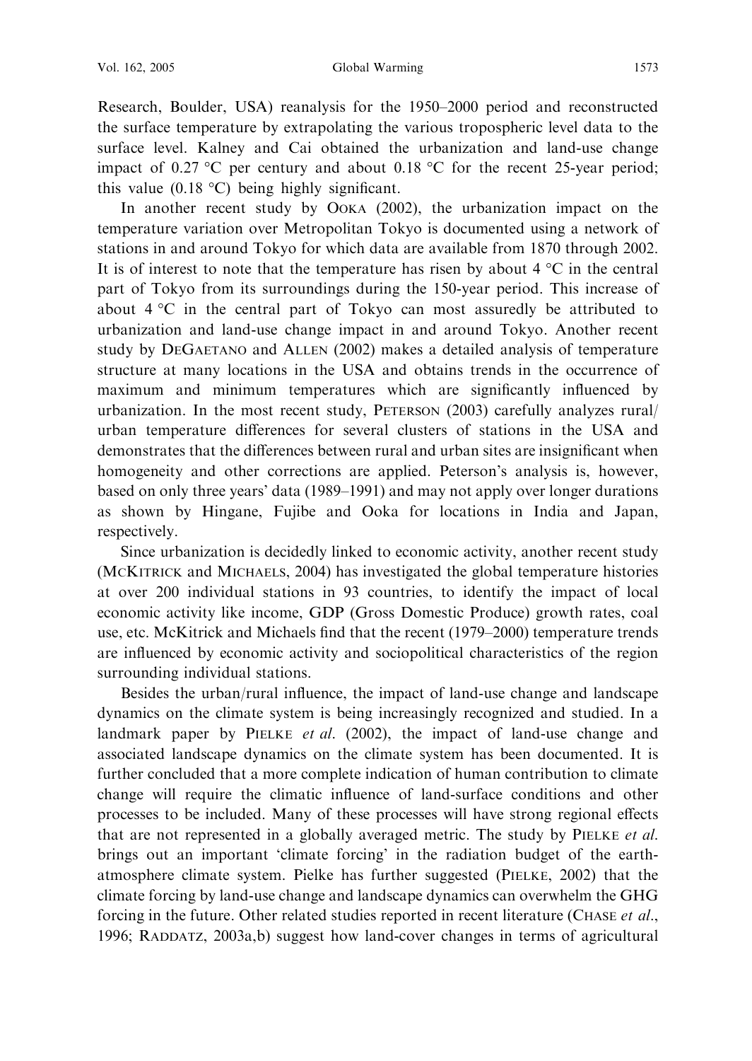Research, Boulder, USA) reanalysis for the 1950–2000 period and reconstructed the surface temperature by extrapolating the various tropospheric level data to the surface level. Kalney and Cai obtained the urbanization and land-use change impact of 0.27 °C per century and about 0.18 °C for the recent 25-year period; this value (0.18 °C) being highly significant.

In another recent study by OOKA (2002), the urbanization impact on the temperature variation over Metropolitan Tokyo is documented using a network of stations in and around Tokyo for which data are available from 1870 through 2002. It is of interest to note that the temperature has risen by about 4 °C in the central part of Tokyo from its surroundings during the 150-year period. This increase of about 4 °C in the central part of Tokyo can most assuredly be attributed to urbanization and land-use change impact in and around Tokyo. Another recent study by DEGAETANO and ALLEN (2002) makes a detailed analysis of temperature structure at many locations in the USA and obtains trends in the occurrence of maximum and minimum temperatures which are significantly influenced by urbanization. In the most recent study, PETERSON (2003) carefully analyzes rural/urban temperature differences for several clusters of stations in the USA and demonstrates that the differences between rural and urban sites are insignificant when homogeneity and other corrections are applied. Peterson's analysis is, however, based on only three years' data (1989–1991) and may not apply over longer durations as shown by Hingane, Fujibe and Ooka for locations in India and Japan, respectively.

Since urbanization is decidedly linked to economic activity, another recent study (MCKITRICK and MICHAELS, 2004) has investigated the global temperature histories at over 200 individual stations in 93 countries, to identify the impact of local economic activity like income, GDP (Gross Domestic Produce) growth rates, coal use, etc. McKitrick and Michaels find that the recent (1979–2000) temperature trends are influenced by economic activity and sociopolitical characteristics of the region surrounding individual stations.

Besides the urban/rural influence, the impact of land-use change and landscape dynamics on the climate system is being increasingly recognized and studied. In a landmark paper by PIELKE *et al*. (2002), the impact of land-use change and associated landscape dynamics on the climate system has been documented. It is further concluded that a more complete indication of human contribution to climate change will require the climatic influence of land-surface conditions and other processes to be included. Many of these processes will have strong regional effects that are not represented in a globally averaged metric. The study by PIELKE *et al*. brings out an important 'climate forcing' in the radiation budget of the earth-atmosphere climate system. Pielke has further suggested (PIELKE, 2002) that the climate forcing by land-use change and landscape dynamics can overwhelm the GHG forcing in the future. Other related studies reported in recent literature (CHASE *et al*., 1996; RADDATZ, 2003a,b) suggest how land-cover changes in terms of agricultural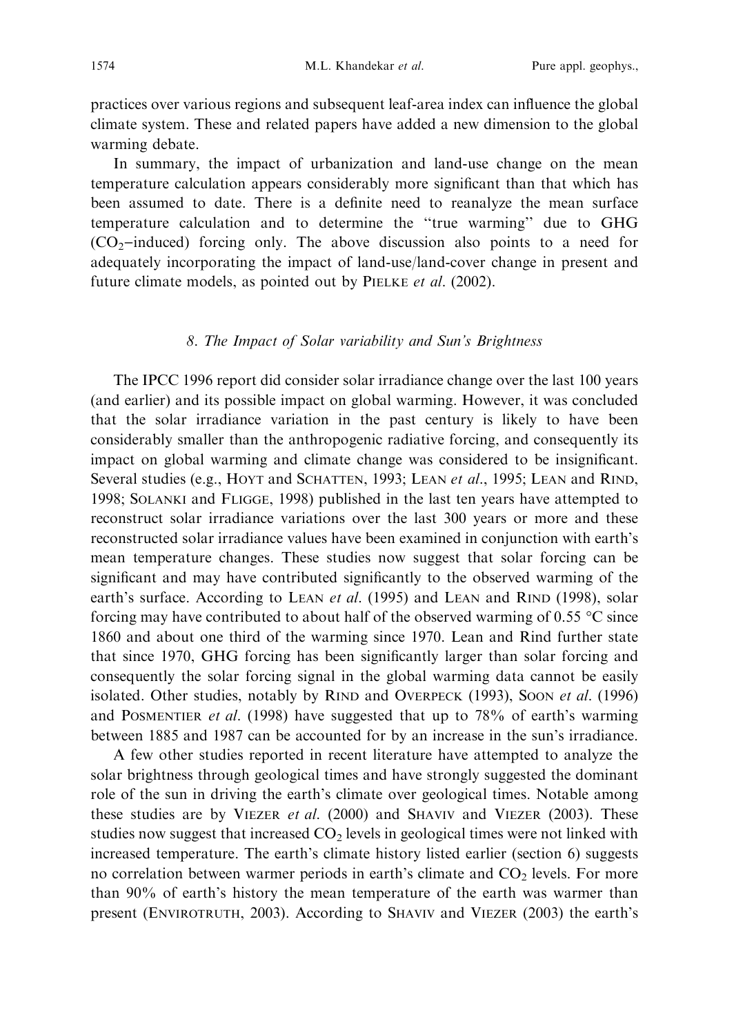practices over various regions and subsequent leaf-area index can influence the global climate system. These and related papers have added a new dimension to the global warming debate.

In summary, the impact of urbanization and land-use change on the mean temperature calculation appears considerably more significant than that which has been assumed to date. There is a definite need to reanalyze the mean surface temperature calculation and to determine the "true warming" due to GHG ($CO_2$–induced) forcing only. The above discussion also points to a need for adequately incorporating the impact of land-use/land-cover change in present and future climate models, as pointed out by PIELKE *et al*. (2002).

## 8. The Impact of Solar variability and Sun's Brightness

The IPCC 1996 report did consider solar irradiance change over the last 100 years (and earlier) and its possible impact on global warming. However, it was concluded that the solar irradiance variation in the past century is likely to have been considerably smaller than the anthropogenic radiative forcing, and consequently its impact on global warming and climate change was considered to be insignificant. Several studies (e.g., HOYT and SCHATTEN, 1993; LEAN *et al*., 1995; LEAN and RIND, 1998; SOLANKI and FLIGGE, 1998) published in the last ten years have attempted to reconstruct solar irradiance variations over the last 300 years or more and these reconstructed solar irradiance values have been examined in conjunction with earth's mean temperature changes. These studies now suggest that solar forcing can be significant and may have contributed significantly to the observed warming of the earth's surface. According to LEAN *et al*. (1995) and LEAN and RIND (1998), solar forcing may have contributed to about half of the observed warming of 0.55 °C since 1860 and about one third of the warming since 1970. Lean and Rind further state that since 1970, GHG forcing has been significantly larger than solar forcing and consequently the solar forcing signal in the global warming data cannot be easily isolated. Other studies, notably by RIND and OVERPECK (1993), SOON *et al*. (1996) and POSMENTIER *et al*. (1998) have suggested that up to 78% of earth's warming between 1885 and 1987 can be accounted for by an increase in the sun's irradiance.

A few other studies reported in recent literature have attempted to analyze the solar brightness through geological times and have strongly suggested the dominant role of the sun in driving the earth's climate over geological times. Notable among these studies are by VIEZER *et al*. (2000) and SHAVIV and VIEZER (2003). These studies now suggest that increased $CO_2$ levels in geological times were not linked with increased temperature. The earth's climate history listed earlier (section 6) suggests no correlation between warmer periods in earth's climate and $CO_2$ levels. For more than 90% of earth's history the mean temperature of the earth was warmer than present (ENVIROTRUTH, 2003). According to SHAVIV and VIEZER (2003) the earth's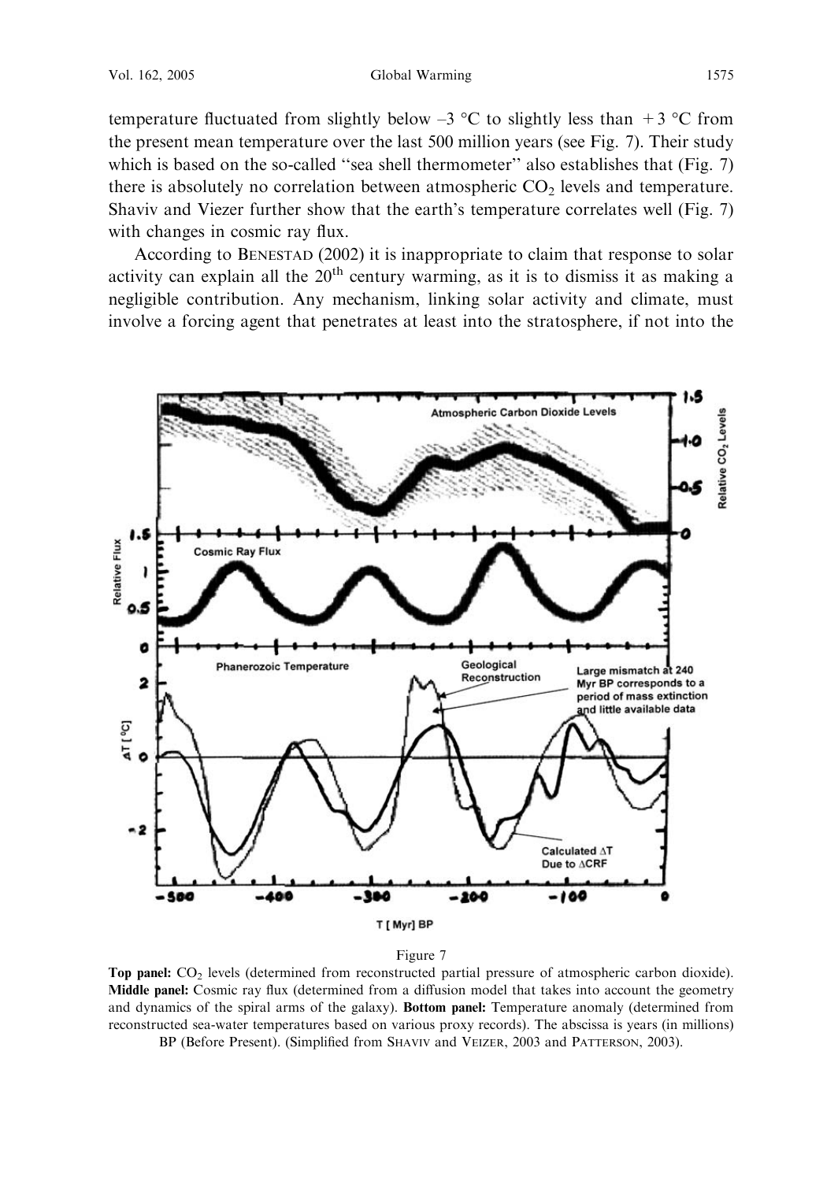temperature fluctuated from slightly below –3 °C to slightly less than +3 °C from the present mean temperature over the last 500 million years (see Fig. 7). Their study which is based on the so-called "sea shell thermometer" also establishes that (Fig. 7) there is absolutely no correlation between atmospheric $CO_2$ levels and temperature. Shaviv and Viezer further show that the earth's temperature correlates well (Fig. 7) with changes in cosmic ray flux.

According to BENESTAD (2002) it is inappropriate to claim that response to solar activity can explain all the 20[th] century warming, as it is to dismiss it as making a negligible contribution. Any mechanism, linking solar activity and climate, must involve a forcing agent that penetrates at least into the stratosphere, if not into the

Figure 7

**Top panel:** $CO_2$ levels (determined from reconstructed partial pressure of atmospheric carbon dioxide). **Middle panel:** Cosmic ray flux (determined from a diffusion model that takes into account the geometry and dynamics of the spiral arms of the galaxy). **Bottom panel:** Temperature anomaly (determined from reconstructed sea-water temperatures based on various proxy records). The abscissa is years (in millions) BP (Before Present). (Simplified from SHAVIV and VEIZER, 2003 and PATTERSON, 2003).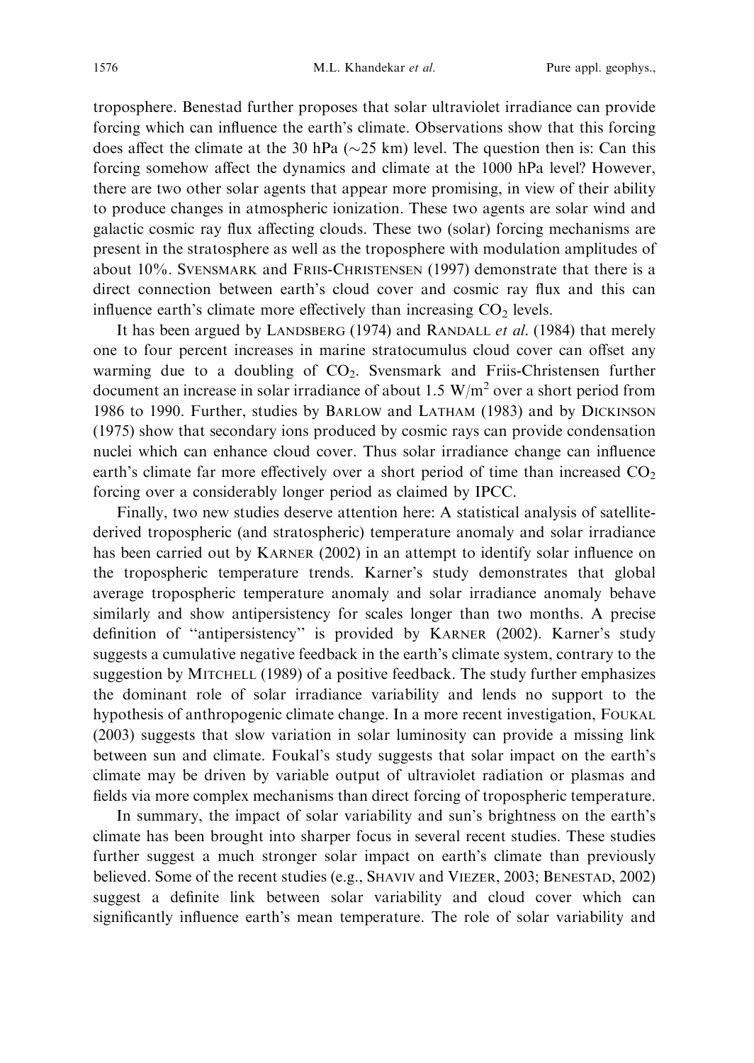troposphere. Benestad further proposes that solar ultraviolet irradiance can provide forcing which can influence the earth's climate. Observations show that this forcing does affect the climate at the 30 hPa ($\sim$25 km) level. The question then is: Can this forcing somehow affect the dynamics and climate at the 1000 hPa level? However, there are two other solar agents that appear more promising, in view of their ability to produce changes in atmospheric ionization. These two agents are solar wind and galactic cosmic ray flux affecting clouds. These two (solar) forcing mechanisms are present in the stratosphere as well as the troposphere with modulation amplitudes of about 10%. SVENSMARK and FRIIS-CHRISTENSEN (1997) demonstrate that there is a direct connection between earth's cloud cover and cosmic ray flux and this can influence earth's climate more effectively than increasing $CO_2$ levels.

It has been argued by LANDSBERG (1974) and RANDALL *et al.* (1984) that merely one to four percent increases in marine stratocumulus cloud cover can offset any warming due to a doubling of $CO_2$. Svensmark and Friis-Christensen further document an increase in solar irradiance of about 1.5 $W/m^2$ over a short period from 1986 to 1990. Further, studies by BARLOW and LATHAM (1983) and by DICKINSON (1975) show that secondary ions produced by cosmic rays can provide condensation nuclei which can enhance cloud cover. Thus solar irradiance change can influence earth's climate far more effectively over a short period of time than increased $CO_2$ forcing over a considerably longer period as claimed by IPCC.

Finally, two new studies deserve attention here: A statistical analysis of satellite-derived tropospheric (and stratospheric) temperature anomaly and solar irradiance has been carried out by KARNER (2002) in an attempt to identify solar influence on the tropospheric temperature trends. Karner's study demonstrates that global average tropospheric temperature anomaly and solar irradiance anomaly behave similarly and show antipersistency for scales longer than two months. A precise definition of "antipersistency" is provided by KARNER (2002). Karner's study suggests a cumulative negative feedback in the earth's climate system, contrary to the suggestion by MITCHELL (1989) of a positive feedback. The study further emphasizes the dominant role of solar irradiance variability and lends no support to the hypothesis of anthropogenic climate change. In a more recent investigation, FOUKAL (2003) suggests that slow variation in solar luminosity can provide a missing link between sun and climate. Foukal's study suggests that solar impact on the earth's climate may be driven by variable output of ultraviolet radiation or plasmas and fields via more complex mechanisms than direct forcing of tropospheric temperature.

In summary, the impact of solar variability and sun's brightness on the earth's climate has been brought into sharper focus in several recent studies. These studies further suggest a much stronger solar impact on earth's climate than previously believed. Some of the recent studies (e.g., SHAVIV and VIEZER, 2003; BENESTAD, 2002) suggest a definite link between solar variability and cloud cover which can significantly influence earth's mean temperature. The role of solar variability and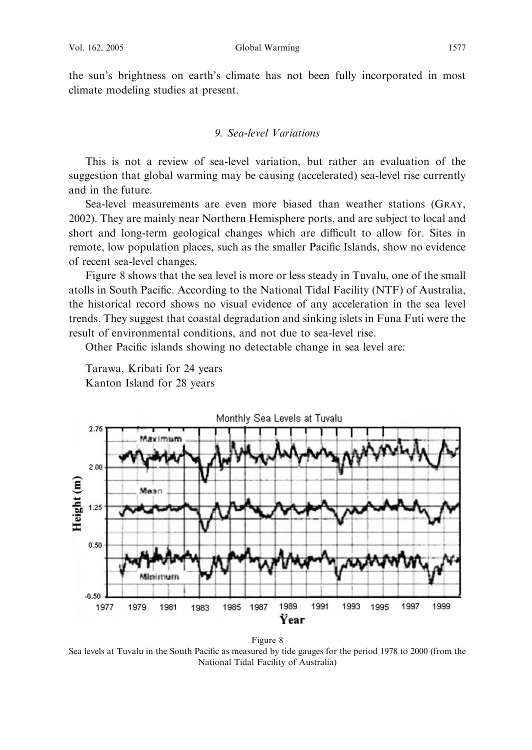the sun's brightness on earth's climate has not been fully incorporated in most climate modeling studies at present.

## *9. Sea-level Variations*

This is not a review of sea-level variation, but rather an evaluation of the suggestion that global warming may be causing (accelerated) sea-level rise currently and in the future.

Sea-level measurements are even more biased than weather stations (GRAY, 2002). They are mainly near Northern Hemisphere ports, and are subject to local and short and long-term geological changes which are difficult to allow for. Sites in remote, low population places, such as the smaller Pacific Islands, show no evidence of recent sea-level changes.

Figure 8 shows that the sea level is more or less steady in Tuvalu, one of the small atolls in South Pacific. According to the National Tidal Facility (NTF) of Australia, the historical record shows no visual evidence of any acceleration in the sea level trends. They suggest that coastal degradation and sinking islets in Funa Futi were the result of environmental conditions, and not due to sea-level rise.

Other Pacific islands showing no detectable change in sea level are:

Tarawa, Kiribati for 24 years
Kanton Island for 28 years

Figure 8
Sea levels at Tuvalu in the South Pacific as measured by tide gauges for the period 1978 to 2000 (from the National Tidal Facility of Australia)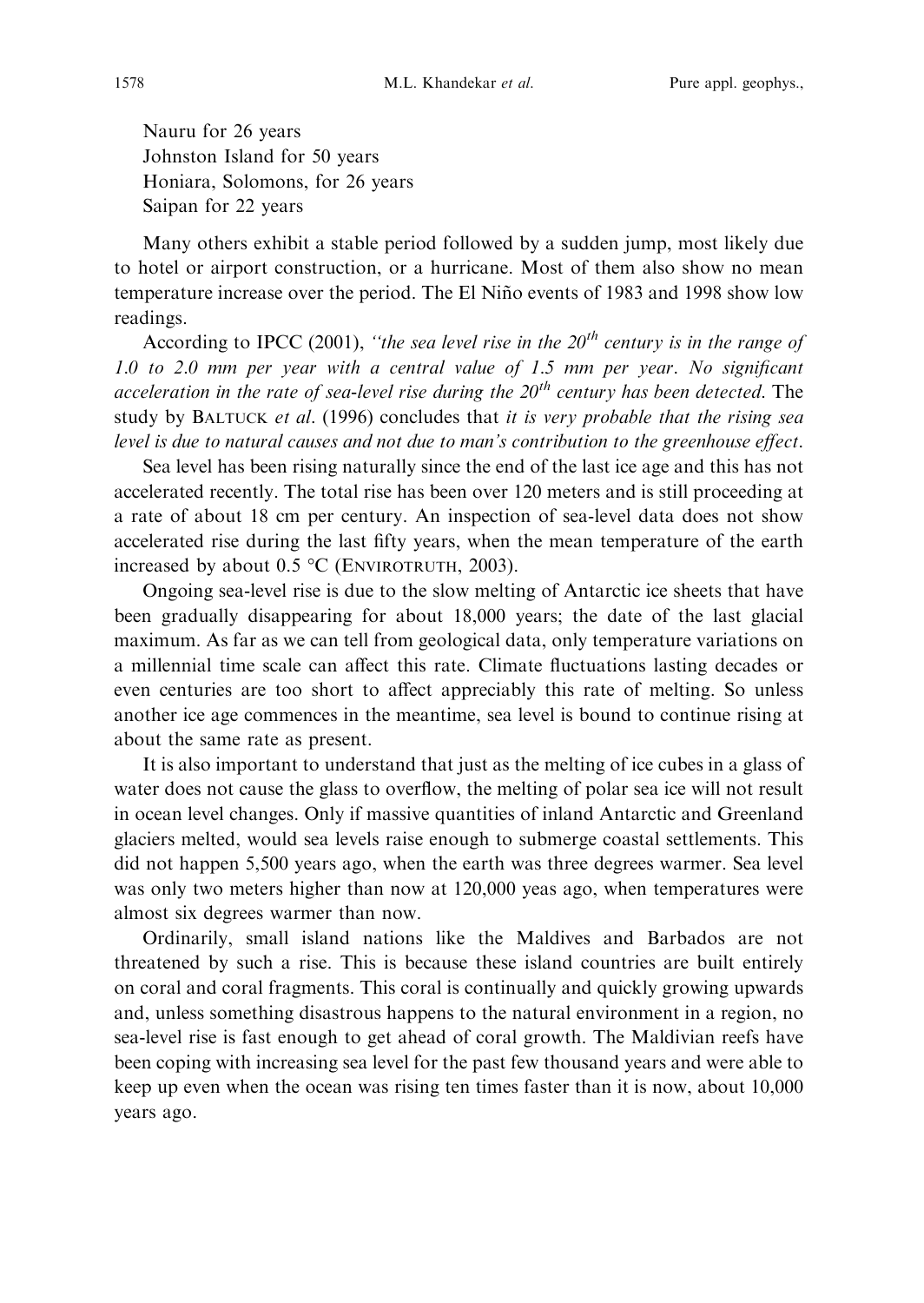Nauru for 26 years  
Johnston Island for 50 years  
Honiara, Solomons, for 26 years  
Saipan for 22 years

Many others exhibit a stable period followed by a sudden jump, most likely due to hotel or airport construction, or a hurricane. Most of them also show no mean temperature increase over the period. The El Niño events of 1983 and 1998 show low readings.

According to IPCC (2001), *"the sea level rise in the 20$^{th}$ century is in the range of 1.0 to 2.0 mm per year with a central value of 1.5 mm per year. No significant acceleration in the rate of sea-level rise during the 20$^{th}$ century has been detected*. The study by BALTUCK *et al*. (1996) concludes that *it is very probable that the rising sea level is due to natural causes and not due to man's contribution to the greenhouse effect*.

Sea level has been rising naturally since the end of the last ice age and this has not accelerated recently. The total rise has been over 120 meters and is still proceeding at a rate of about 18 cm per century. An inspection of sea-level data does not show accelerated rise during the last fifty years, when the mean temperature of the earth increased by about 0.5 °C (ENVIROTRUTH, 2003).

Ongoing sea-level rise is due to the slow melting of Antarctic ice sheets that have been gradually disappearing for about 18,000 years; the date of the last glacial maximum. As far as we can tell from geological data, only temperature variations on a millennial time scale can affect this rate. Climate fluctuations lasting decades or even centuries are too short to affect appreciably this rate of melting. So unless another ice age commences in the meantime, sea level is bound to continue rising at about the same rate as present.

It is also important to understand that just as the melting of ice cubes in a glass of water does not cause the glass to overflow, the melting of polar sea ice will not result in ocean level changes. Only if massive quantities of inland Antarctic and Greenland glaciers melted, would sea levels raise enough to submerge coastal settlements. This did not happen 5,500 years ago, when the earth was three degrees warmer. Sea level was only two meters higher than now at 120,000 yeas ago, when temperatures were almost six degrees warmer than now.

Ordinarily, small island nations like the Maldives and Barbados are not threatened by such a rise. This is because these island countries are built entirely on coral and coral fragments. This coral is continually and quickly growing upwards and, unless something disastrous happens to the natural environment in a region, no sea-level rise is fast enough to get ahead of coral growth. The Maldivian reefs have been coping with increasing sea level for the past few thousand years and were able to keep up even when the ocean was rising ten times faster than it is now, about 10,000 years ago.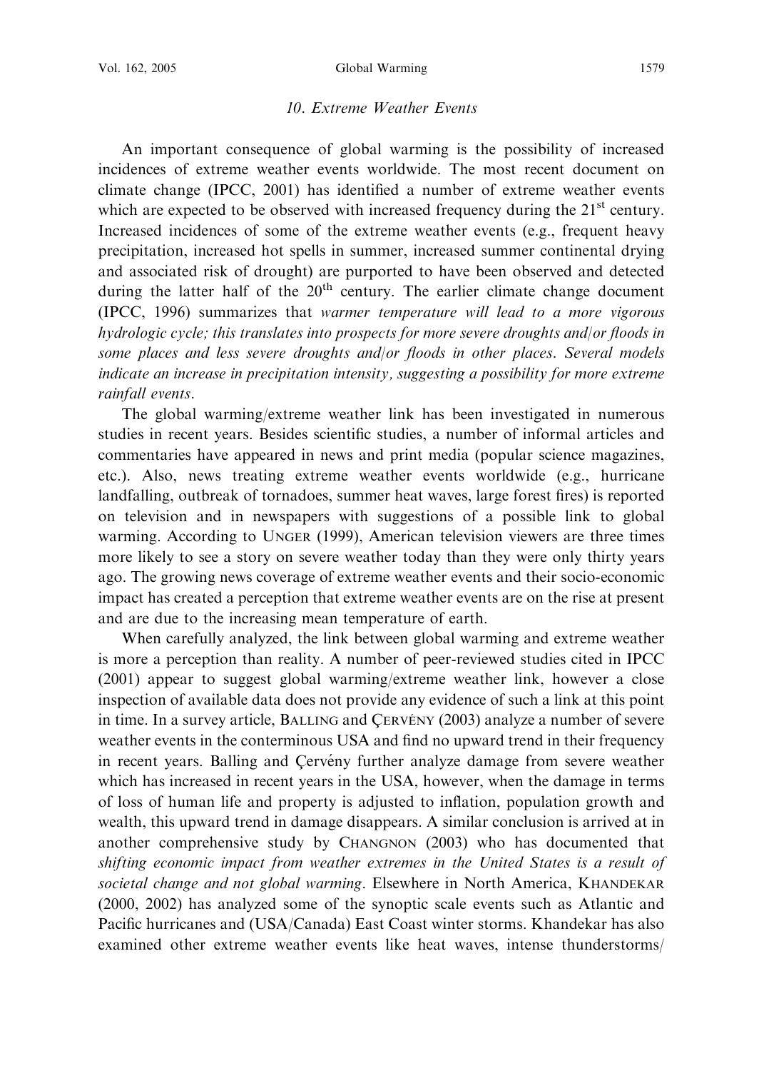## *10. Extreme Weather Events*

An important consequence of global warming is the possibility of increased incidences of extreme weather events worldwide. The most recent document on climate change (IPCC, 2001) has identified a number of extreme weather events which are expected to be observed with increased frequency during the 21st century. Increased incidences of some of the extreme weather events (e.g., frequent heavy precipitation, increased hot spells in summer, increased summer continental drying and associated risk of drought) are purported to have been observed and detected during the latter half of the 20th century. The earlier climate change document (IPCC, 1996) summarizes that *warmer temperature will lead to a more vigorous hydrologic cycle; this translates into prospects for more severe droughts and/or floods in some places and less severe droughts and/or floods in other places. Several models indicate an increase in precipitation intensity, suggesting a possibility for more extreme rainfall events*.

The global warming/extreme weather link has been investigated in numerous studies in recent years. Besides scientific studies, a number of informal articles and commentaries have appeared in news and print media (popular science magazines, etc.). Also, news treating extreme weather events worldwide (e.g., hurricane landfalling, outbreak of tornadoes, summer heat waves, large forest fires) is reported on television and in newspapers with suggestions of a possible link to global warming. According to UNGER (1999), American television viewers are three times more likely to see a story on severe weather today than they were only thirty years ago. The growing news coverage of extreme weather events and their socio-economic impact has created a perception that extreme weather events are on the rise at present and are due to the increasing mean temperature of earth.

When carefully analyzed, the link between global warming and extreme weather is more a perception than reality. A number of peer-reviewed studies cited in IPCC (2001) appear to suggest global warming/extreme weather link, however a close inspection of available data does not provide any evidence of such a link at this point in time. In a survey article, BALLING and ÇERVÉNY (2003) analyze a number of severe weather events in the conterminous USA and find no upward trend in their frequency in recent years. Balling and Çervény further analyze damage from severe weather which has increased in recent years in the USA, however, when the damage in terms of loss of human life and property is adjusted to inflation, population growth and wealth, this upward trend in damage disappears. A similar conclusion is arrived at in another comprehensive study by CHANGNON (2003) who has documented that *shifting economic impact from weather extremes in the United States is a result of societal change and not global warming*. Elsewhere in North America, KHANDEKAR (2000, 2002) has analyzed some of the synoptic scale events such as Atlantic and Pacific hurricanes and (USA/Canada) East Coast winter storms. Khandekar has also examined other extreme weather events like heat waves, intense thunderstorms/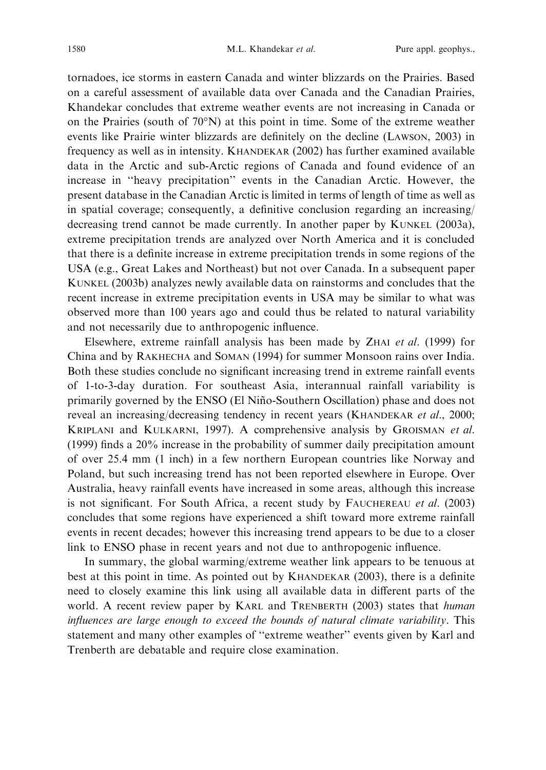tornadoes, ice storms in eastern Canada and winter blizzards on the Prairies. Based on a careful assessment of available data over Canada and the Canadian Prairies, Khandekar concludes that extreme weather events are not increasing in Canada or on the Prairies (south of 70°N) at this point in time. Some of the extreme weather events like Prairie winter blizzards are definitely on the decline (LAWSON, 2003) in frequency as well as in intensity. KHANDEKAR (2002) has further examined available data in the Arctic and sub-Arctic regions of Canada and found evidence of an increase in "heavy precipitation" events in the Canadian Arctic. However, the present database in the Canadian Arctic is limited in terms of length of time as well as in spatial coverage; consequently, a definitive conclusion regarding an increasing/decreasing trend cannot be made currently. In another paper by KUNKEL (2003a), extreme precipitation trends are analyzed over North America and it is concluded that there is a definite increase in extreme precipitation trends in some regions of the USA (e.g., Great Lakes and Northeast) but not over Canada. In a subsequent paper KUNKEL (2003b) analyzes newly available data on rainstorms and concludes that the recent increase in extreme precipitation events in USA may be similar to what was observed more than 100 years ago and could thus be related to natural variability and not necessarily due to anthropogenic influence.

Elsewhere, extreme rainfall analysis has been made by ZHAI *et al*. (1999) for China and by RAKHECHA and SOMAN (1994) for summer Monsoon rains over India. Both these studies conclude no significant increasing trend in extreme rainfall events of 1-to-3-day duration. For southeast Asia, interannual rainfall variability is primarily governed by the ENSO (El Niño-Southern Oscillation) phase and does not reveal an increasing/decreasing tendency in recent years (KHANDEKAR *et al*., 2000; KRIPLANI and KULKARNI, 1997). A comprehensive analysis by GROISMAN *et al*. (1999) finds a 20% increase in the probability of summer daily precipitation amount of over 25.4 mm (1 inch) in a few northern European countries like Norway and Poland, but such increasing trend has not been reported elsewhere in Europe. Over Australia, heavy rainfall events have increased in some areas, although this increase is not significant. For South Africa, a recent study by FAUCHEREAU *et al*. (2003) concludes that some regions have experienced a shift toward more extreme rainfall events in recent decades; however this increasing trend appears to be due to a closer link to ENSO phase in recent years and not due to anthropogenic influence.

In summary, the global warming/extreme weather link appears to be tenuous at best at this point in time. As pointed out by KHANDEKAR (2003), there is a definite need to closely examine this link using all available data in different parts of the world. A recent review paper by KARL and TRENBERTH (2003) states that *human influences are large enough to exceed the bounds of natural climate variability*. This statement and many other examples of "extreme weather" events given by Karl and Trenberth are debatable and require close examination.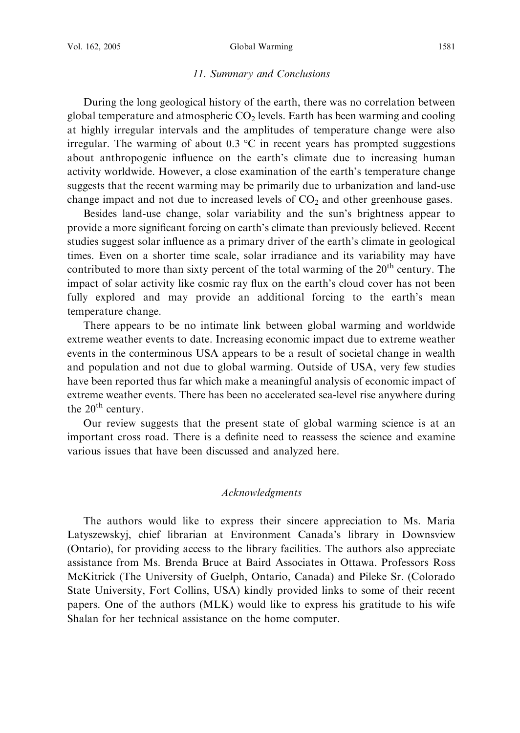## 11. Summary and Conclusions

During the long geological history of the earth, there was no correlation between global temperature and atmospheric $CO_2$ levels. Earth has been warming and cooling at highly irregular intervals and the amplitudes of temperature change were also irregular. The warming of about 0.3 °C in recent years has prompted suggestions about anthropogenic influence on the earth's climate due to increasing human activity worldwide. However, a close examination of the earth's temperature change suggests that the recent warming may be primarily due to urbanization and land-use change impact and not due to increased levels of $CO_2$ and other greenhouse gases.

Besides land-use change, solar variability and the sun's brightness appear to provide a more significant forcing on earth's climate than previously believed. Recent studies suggest solar influence as a primary driver of the earth's climate in geological times. Even on a shorter time scale, solar irradiance and its variability may have contributed to more than sixty percent of the total warming of the $20^{th}$ century. The impact of solar activity like cosmic ray flux on the earth's cloud cover has not been fully explored and may provide an additional forcing to the earth's mean temperature change.

There appears to be no intimate link between global warming and worldwide extreme weather events to date. Increasing economic impact due to extreme weather events in the conterminous USA appears to be a result of societal change in wealth and population and not due to global warming. Outside of USA, very few studies have been reported thus far which make a meaningful analysis of economic impact of extreme weather events. There has been no accelerated sea-level rise anywhere during the $20^{th}$ century.

Our review suggests that the present state of global warming science is at an important cross road. There is a definite need to reassess the science and examine various issues that have been discussed and analyzed here.

## Acknowledgments

The authors would like to express their sincere appreciation to Ms. Maria Latyszewskyj, chief librarian at Environment Canada's library in Downsview (Ontario), for providing access to the library facilities. The authors also appreciate assistance from Ms. Brenda Bruce at Baird Associates in Ottawa. Professors Ross McKitrick (The University of Guelph, Ontario, Canada) and Pileke Sr. (Colorado State University, Fort Collins, USA) kindly provided links to some of their recent papers. One of the authors (MLK) would like to express his gratitude to his wife Shalan for her technical assistance on the home computer.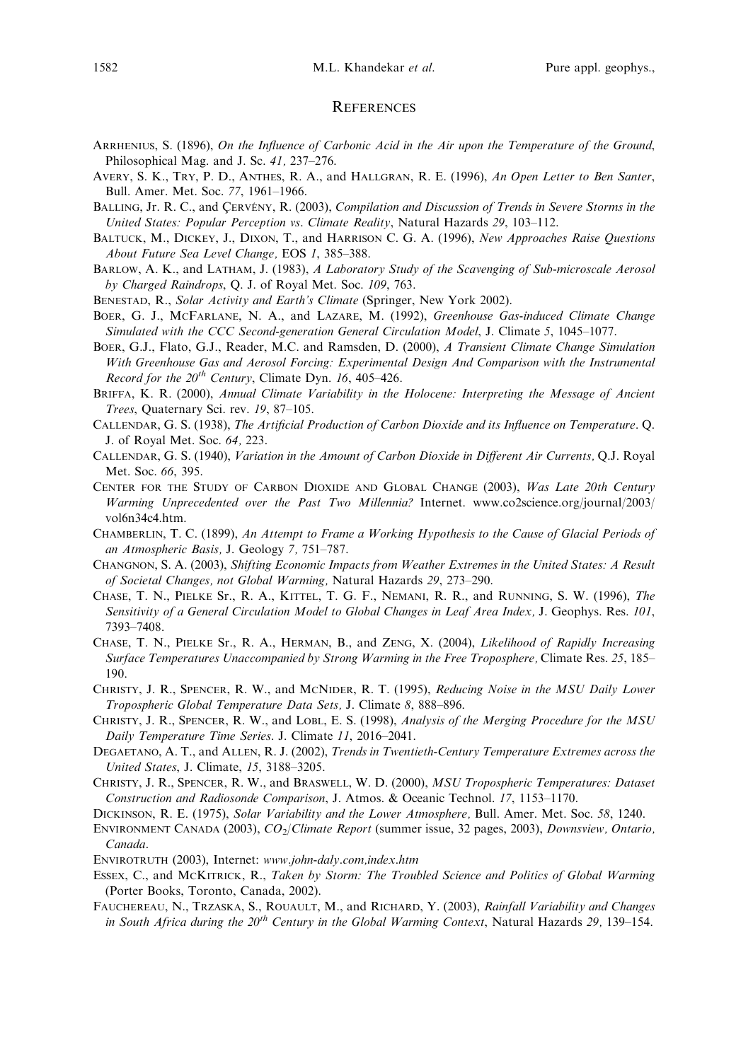## References

Arrhenius, S. (1896), *On the Influence of Carbonic Acid in the Air upon the Temperature of the Ground*, Philosophical Mag. and J. Sc. *41,* 237–276.

Avery, S. K., Try, P. D., Anthes, R. A., and Hallgran, R. E. (1996), *An Open Letter to Ben Santer*, Bull. Amer. Met. Soc. *77*, 1961–1966.

Balling, Jr. R. C., and Çervény, R. (2003), *Compilation and Discussion of Trends in Severe Storms in the United States: Popular Perception vs. Climate Reality*, Natural Hazards *29*, 103–112.

Baltuck, M., Dickey, J., Dixon, T., and Harrison C. G. A. (1996), *New Approaches Raise Questions About Future Sea Level Change,* EOS *1*, 385–388.

Barlow, A. K., and Latham, J. (1983), *A Laboratory Study of the Scavenging of Sub-microscale Aerosol by Charged Raindrops*, Q. J. of Royal Met. Soc. *109*, 763.

Benestad, R., *Solar Activity and Earth's Climate* (Springer, New York 2002).

Boer, G. J., McFarlane, N. A., and Lazare, M. (1992), *Greenhouse Gas-induced Climate Change Simulated with the CCC Second-generation General Circulation Model*, J. Climate *5*, 1045–1077.

Boer, G.J., Flato, G.J., Reader, M.C. and Ramsden, D. (2000), *A Transient Climate Change Simulation With Greenhouse Gas and Aerosol Forcing: Experimental Design And Comparison with the Instrumental Record for the 20th Century*, Climate Dyn. *16*, 405–426.

Briffa, K. R. (2000), *Annual Climate Variability in the Holocene: Interpreting the Message of Ancient Trees*, Quaternary Sci. rev. *19*, 87–105.

Callendar, G. S. (1938), *The Artificial Production of Carbon Dioxide and its Influence on Temperature*. Q. J. of Royal Met. Soc. *64,* 223.

Callendar, G. S. (1940), *Variation in the Amount of Carbon Dioxide in Different Air Currents,* Q.J. Royal Met. Soc. *66*, 395.

Center for the Study of Carbon Dioxide and Global Change (2003), *Was Late 20th Century Warming Unprecedented over the Past Two Millennia?* Internet. www.co2science.org/journal/2003/vol6n34c4.htm.

Chamberlin, T. C. (1899), *An Attempt to Frame a Working Hypothesis to the Cause of Glacial Periods of an Atmospheric Basis,* J. Geology *7,* 751–787.

Changnon, S. A. (2003), *Shifting Economic Impacts from Weather Extremes in the United States: A Result of Societal Changes, not Global Warming,* Natural Hazards *29*, 273–290.

Chase, T. N., Pielke Sr., R. A., Kittel, T. G. F., Nemani, R. R., and Running, S. W. (1996), *The Sensitivity of a General Circulation Model to Global Changes in Leaf Area Index,* J. Geophys. Res. *101*, 7393–7408.

Chase, T. N., Pielke Sr., R. A., Herman, B., and Zeng, X. (2004), *Likelihood of Rapidly Increasing Surface Temperatures Unaccompanied by Strong Warming in the Free Troposphere,* Climate Res. *25*, 185–190.

Christy, J. R., Spencer, R. W., and McNider, R. T. (1995), *Reducing Noise in the MSU Daily Lower Tropospheric Global Temperature Data Sets,* J. Climate *8*, 888–896.

Christy, J. R., Spencer, R. W., and Lobl, E. S. (1998), *Analysis of the Merging Procedure for the MSU Daily Temperature Time Series*. J. Climate *11*, 2016–2041.

Degaetano, A. T., and Allen, R. J. (2002), *Trends in Twentieth-Century Temperature Extremes across the United States*, J. Climate, *15*, 3188–3205.

Christy, J. R., Spencer, R. W., and Braswell, W. D. (2000), *MSU Tropospheric Temperatures: Dataset Construction and Radiosonde Comparison*, J. Atmos. & Oceanic Technol. *17*, 1153–1170.

Dickinson, R. E. (1975), *Solar Variability and the Lower Atmosphere,* Bull. Amer. Met. Soc. *58*, 1240.

Environment Canada (2003), *$CO_2$/Climate Report* (summer issue, 32 pages, 2003), *Downsview, Ontario, Canada*.

Envirotruth (2003), Internet: *www.john-daly.com,index.htm*

Essex, C., and McKitrick, R., *Taken by Storm: The Troubled Science and Politics of Global Warming* (Porter Books, Toronto, Canada, 2002).

Fauchereau, N., Trzaska, S., Rouault, M., and Richard, Y. (2003), *Rainfall Variability and Changes in South Africa during the 20th Century in the Global Warming Context*, Natural Hazards *29,* 139–154.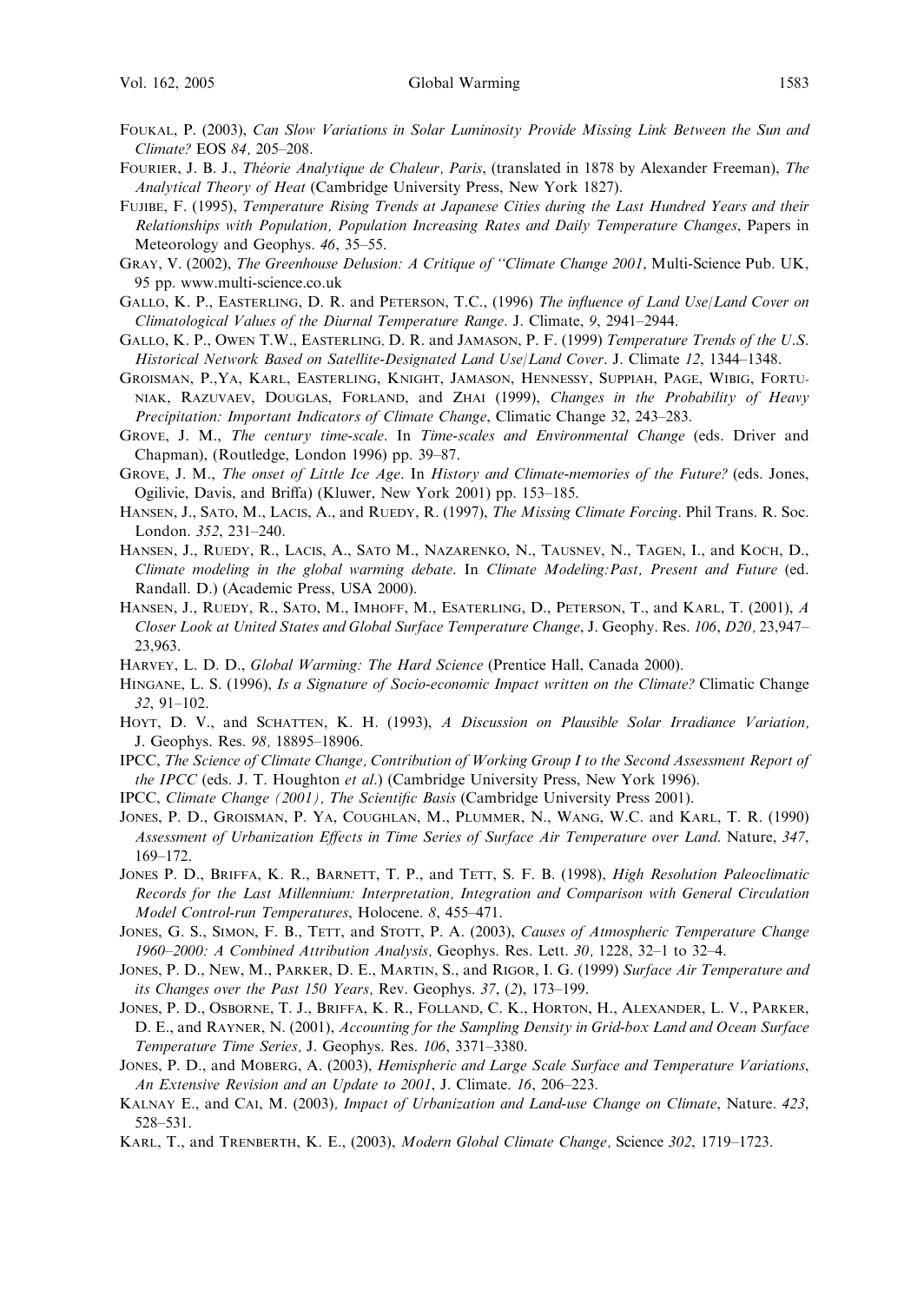Foukal, P. (2003), *Can Slow Variations in Solar Luminosity Provide Missing Link Between the Sun and Climate?* EOS *84,* 205–208.

Fourier, J. B. J., *Théorie Analytique de Chaleur, Paris*, (translated in 1878 by Alexander Freeman), *The Analytical Theory of Heat* (Cambridge University Press, New York 1827).

Fujibe, F. (1995), *Temperature Rising Trends at Japanese Cities during the Last Hundred Years and their Relationships with Population, Population Increasing Rates and Daily Temperature Changes*, Papers in Meteorology and Geophys. *46*, 35–55.

Gray, V. (2002), *The Greenhouse Delusion: A Critique of "Climate Change 2001*, Multi-Science Pub. UK, 95 pp. www.multi-science.co.uk

Gallo, K. P., Easterling, D. R. and Peterson, T.C., (1996) *The influence of Land Use/Land Cover on Climatological Values of the Diurnal Temperature Range*. J. Climate, *9*, 2941–2944.

Gallo, K. P., Owen T.W., Easterling, D. R. and Jamason, P. F. (1999) *Temperature Trends of the U.S. Historical Network Based on Satellite-Designated Land Use/Land Cover*. J. Climate *12*, 1344–1348.

Groisman, P.,Ya, Karl, Easterling, Knight, Jamason, Hennessy, Suppiah, Page, Wibig, Fortuniak, Razuvaev, Douglas, Forland, and Zhai (1999), *Changes in the Probability of Heavy Precipitation: Important Indicators of Climate Change*, Climatic Change 32, 243–283.

Grove, J. M., *The century time-scale*. In *Time-scales and Environmental Change* (eds. Driver and Chapman), (Routledge, London 1996) pp. 39–87.

Grove, J. M., *The onset of Little Ice Age*. In *History and Climate-memories of the Future?* (eds. Jones, Ogilivie, Davis, and Briffa) (Kluwer, New York 2001) pp. 153–185.

Hansen, J., Sato, M., Lacis, A., and Ruedy, R. (1997), *The Missing Climate Forcing*. Phil Trans. R. Soc. London. *352*, 231–240.

Hansen, J., Ruedy, R., Lacis, A., Sato M., Nazarenko, N., Tausnev, N., Tagen, I., and Koch, D., *Climate modeling in the global warming debate*. In *Climate Modeling:Past, Present and Future* (ed. Randall. D.) (Academic Press, USA 2000).

Hansen, J., Ruedy, R., Sato, M., Imhoff, M., Esaterling, D., Peterson, T., and Karl, T. (2001), *A Closer Look at United States and Global Surface Temperature Change*, J. Geophy. Res. *106*, *D20,* 23,947–23,963.

Harvey, L. D. D., *Global Warming: The Hard Science* (Prentice Hall, Canada 2000).

Hingane, L. S. (1996), *Is a Signature of Socio-economic Impact written on the Climate?* Climatic Change *32*, 91–102.

Hoyt, D. V., and Schatten, K. H. (1993), *A Discussion on Plausible Solar Irradiance Variation,* J. Geophys. Res. *98,* 18895–18906.

IPCC, *The Science of Climate Change, Contribution of Working Group I to the Second Assessment Report of the IPCC* (eds. J. T. Houghton *et al*.) (Cambridge University Press, New York 1996).

IPCC, *Climate Change (2001), The Scientific Basis* (Cambridge University Press 2001).

Jones, P. D., Groisman, P. Ya, Coughlan, M., Plummer, N., Wang, W.C. and Karl, T. R. (1990) *Assessment of Urbanization Effects in Time Series of Surface Air Temperature over Land*. Nature, *347*, 169–172.

Jones P. D., Briffa, K. R., Barnett, T. P., and Tett, S. F. B. (1998), *High Resolution Paleoclimatic Records for the Last Millennium: Interpretation, Integration and Comparison with General Circulation Model Control-run Temperatures*, Holocene. *8*, 455–471.

Jones, G. S., Simon, F. B., Tett, and Stott, P. A. (2003), *Causes of Atmospheric Temperature Change 1960–2000: A Combined Attribution Analysis,* Geophys. Res. Lett. *30,* 1228, 32–1 to 32–4.

Jones, P. D., New, M., Parker, D. E., Martin, S., and Rigor, I. G. (1999) *Surface Air Temperature and its Changes over the Past 150 Years,* Rev. Geophys. *37*, (*2*), 173–199.

Jones, P. D., Osborne, T. J., Briffa, K. R., Folland, C. K., Horton, H., Alexander, L. V., Parker, D. E., and Rayner, N. (2001), *Accounting for the Sampling Density in Grid-box Land and Ocean Surface Temperature Time Series,* J. Geophys. Res. *106*, 3371–3380.

Jones, P. D., and Moberg, A. (2003), *Hemispheric and Large Scale Surface and Temperature Variations, An Extensive Revision and an Update to 2001*, J. Climate. *16*, 206–223.

Kalnay E., and Cai, M. (2003), *Impact of Urbanization and Land-use Change on Climate*, Nature. *423*, 528–531.

Karl, T., and Trenberth, K. E., (2003), *Modern Global Climate Change,* Science *302*, 1719–1723.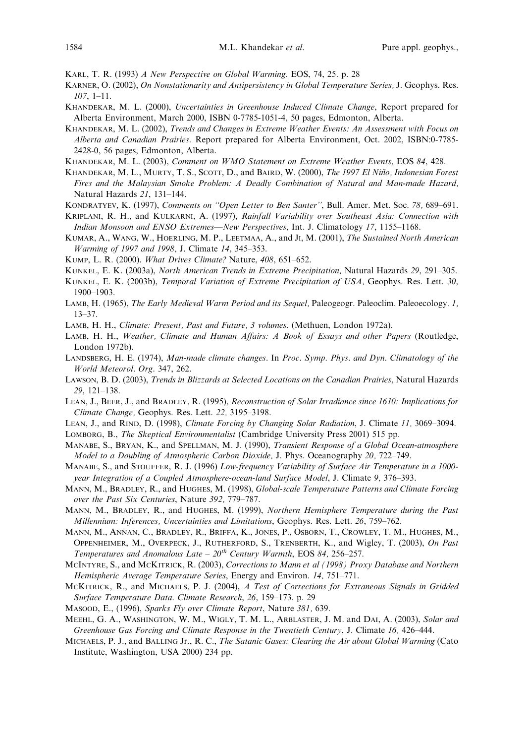KARL, T. R. (1993) *A New Perspective on Global Warming*. EOS, 74, 25. p. 28

KARNER, O. (2002), *On Nonstationarity and Antipersistency in Global Temperature Series,* J. Geophys. Res. *107*, 1–11.

KHANDEKAR, M. L. (2000), *Uncertainties in Greenhouse Induced Climate Change*, Report prepared for Alberta Environment, March 2000, ISBN 0-7785-1051-4, 50 pages, Edmonton, Alberta.

KHANDEKAR, M. L. (2002), *Trends and Changes in Extreme Weather Events: An Assessment with Focus on Alberta and Canadian Prairies*. Report prepared for Alberta Environment, Oct. 2002, ISBN:0-7785-2428-0, 56 pages, Edmonton, Alberta.

KHANDEKAR, M. L. (2003), *Comment on WMO Statement on Extreme Weather Events*, EOS *84*, 428.

KHANDEKAR, M. L., MURTY, T. S., SCOTT, D., and BAIRD, W. (2000), *The 1997 El Niño, Indonesian Forest Fires and the Malaysian Smoke Problem: A Deadly Combination of Natural and Man-made Hazard,* Natural Hazards *21*, 131–144.

KONDRATYEV, K. (1997), *Comments on "Open Letter to Ben Santer"*, Bull. Amer. Met. Soc. *78,* 689–691.

KRIPLANI, R. H., and KULKARNI, A. (1997), *Rainfall Variability over Southeast Asia: Connection with Indian Monsoon and ENSO Extremes—New Perspectives,* Int. J. Climatology *17*, 1155–1168.

KUMAR, A., WANG, W., HOERLING, M. P., LEETMAA, A., and JI, M. (2001), *The Sustained North American Warming of 1997 and 1998,* J. Climate *14*, 345–353.

KUMP, L. R. (2000). *What Drives Climate?* Nature, *408*, 651–652.

KUNKEL, E. K. (2003a), *North American Trends in Extreme Precipitation,* Natural Hazards *29*, 291–305.

KUNKEL, E. K. (2003b), *Temporal Variation of Extreme Precipitation of USA,* Geophys. Res. Lett. *30*, 1900–1903.

LAMB, H. (1965), *The Early Medieval Warm Period and its Sequel,* Paleogeogr. Paleoclim. Paleoecology. *1,* 13–37.

LAMB, H. H., *Climate: Present, Past and Future, 3 volumes*. (Methuen, London 1972a).

LAMB, H. H., *Weather, Climate and Human Affairs: A Book of Essays and other Papers* (Routledge, London 1972b).

LANDSBERG, H. E. (1974), *Man-made climate changes*. In *Proc. Symp. Phys. and Dyn. Climatology of the World Meteorol. Org*. 347, 262.

LAWSON, B. D. (2003), *Trends in Blizzards at Selected Locations on the Canadian Prairies*, Natural Hazards *29*, 121–138.

LEAN, J., BEER, J., and BRADLEY, R. (1995), *Reconstruction of Solar Irradiance since 1610: Implications for Climate Change,* Geophys. Res. Lett. *22,* 3195–3198.

LEAN, J., and RIND, D. (1998), *Climate Forcing by Changing Solar Radiation*, J. Climate *11,* 3069–3094.

LOMBORG, B., *The Skeptical Environmentalist* (Cambridge University Press 2001) 515 pp.

MANABE, S., BRYAN, K., and SPELLMAN, M. J. (1990), *Transient Response of a Global Ocean-atmosphere Model to a Doubling of Atmospheric Carbon Dioxide,* J. Phys. Oceanography *20,* 722–749.

MANABE, S., and STOUFFER, R. J. (1996) *Low-frequency Variability of Surface Air Temperature in a 1000-year Integration of a Coupled Atmosphere-ocean-land Surface Model*, J. Climate *9,* 376–393.

MANN, M., BRADLEY, R., and HUGHES, M. (1998), *Global-scale Temperature Patterns and Climate Forcing over the Past Six Centuries*, Nature *392,* 779–787.

MANN, M., BRADLEY, R., and HUGHES, M. (1999), *Northern Hemisphere Temperature during the Past Millennium: Inferences, Uncertainties and Limitations*, Geophys. Res. Lett. *26*, 759–762.

MANN, M., ANNAN, C., BRADLEY, R., BRIFFA, K., JONES, P., OSBORN, T., CROWLEY, T. M., HUGHES, M., OPPENHEIMER, M., OVERPECK, J., RUTHERFORD, S., TRENBERTH, K., and Wigley, T. (2003), *On Past Temperatures and Anomalous Late – 20th Century Warmth*, EOS *84,* 256–257.

MCINTYRE, S., and MCKITRICK, R. (2003), *Corrections to Mann et al (1998) Proxy Database and Northern Hemispheric Average Temperature Series*, Energy and Environ. *14,* 751–771.

MCKITRICK, R., and MICHAELS, P. J. (2004), *A Test of Corrections for Extraneous Signals in Gridded Surface Temperature Data. Climate Research*, *26*, 159–173. p. 29

MASOOD, E., (1996), *Sparks Fly over Climate Report*, Nature *381,* 639.

MEEHL, G. A., WASHINGTON, W. M., WIGLY, T. M. L., ARBLASTER, J. M. and DAI, A. (2003), *Solar and Greenhouse Gas Forcing and Climate Response in the Twentieth Century*, J. Climate *16,* 426–444.

MICHAELS, P. J., and BALLING Jr., R. C., *The Satanic Gases: Clearing the Air about Global Warming* (Cato Institute, Washington, USA 2000) 234 pp.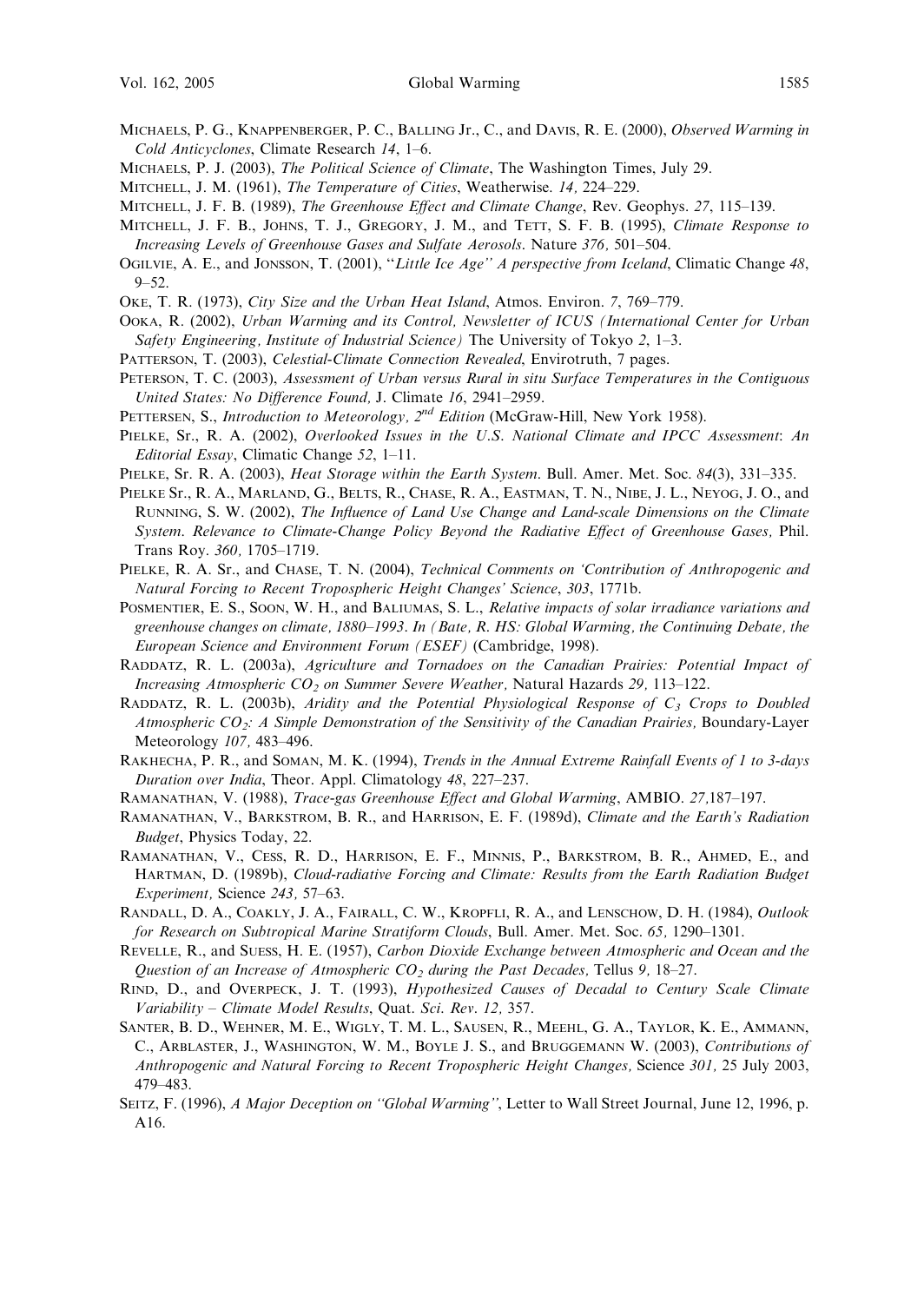Michaels, P. G., Knappenberger, P. C., Balling Jr., C., and Davis, R. E. (2000), *Observed Warming in Cold Anticyclones*, Climate Research *14*, 1–6.

Michaels, P. J. (2003), *The Political Science of Climate*, The Washington Times, July 29.

Mitchell, J. M. (1961), *The Temperature of Cities*, Weatherwise. *14,* 224–229.

Mitchell, J. F. B. (1989), *The Greenhouse Effect and Climate Change*, Rev. Geophys. *27*, 115–139.

Mitchell, J. F. B., Johns, T. J., Gregory, J. M., and Tett, S. F. B. (1995), *Climate Response to Increasing Levels of Greenhouse Gases and Sulfate Aerosols*. Nature *376,* 501–504.

Ogilvie, A. E., and Jonsson, T. (2001), *"Little Ice Age" A perspective from Iceland*, Climatic Change *48*, 9–52.

Oke, T. R. (1973), *City Size and the Urban Heat Island*, Atmos. Environ. *7*, 769–779.

Ooka, R. (2002), *Urban Warming and its Control, Newsletter of ICUS (International Center for Urban Safety Engineering, Institute of Industrial Science)* The University of Tokyo *2*, 1–3.

Patterson, T. (2003), *Celestial-Climate Connection Revealed*, Envirotruth, 7 pages.

Peterson, T. C. (2003), *Assessment of Urban versus Rural in situ Surface Temperatures in the Contiguous United States: No Difference Found,* J. Climate *16*, 2941–2959.

Pettersen, S., *Introduction to Meteorology, $2^{nd}$ Edition* (McGraw-Hill, New York 1958).

Pielke, Sr., R. A. (2002), *Overlooked Issues in the U.S. National Climate and IPCC Assessment*: *An Editorial Essay*, Climatic Change *52*, 1–11.

Pielke, Sr. R. A. (2003), *Heat Storage within the Earth System*. Bull. Amer. Met. Soc. *84*(3), 331–335.

Pielke Sr., R. A., Marland, G., Belts, R., Chase, R. A., Eastman, T. N., Nibe, J. L., Neyog, J. O., and Running, S. W. (2002), *The Influence of Land Use Change and Land-scale Dimensions on the Climate System. Relevance to Climate-Change Policy Beyond the Radiative Effect of Greenhouse Gases,* Phil. Trans Roy. *360,* 1705–1719.

Pielke, R. A. Sr., and Chase, T. N. (2004), *Technical Comments on 'Contribution of Anthropogenic and Natural Forcing to Recent Tropospheric Height Changes' Science*, *303*, 1771b.

Posmentier, E. S., Soon, W. H., and Baliumas, S. L., *Relative impacts of solar irradiance variations and greenhouse changes on climate, 1880–1993. In (Bate, R. HS: Global Warming, the Continuing Debate, the European Science and Environment Forum (ESEF)* (Cambridge, 1998).

Raddatz, R. L. (2003a), *Agriculture and Tornadoes on the Canadian Prairies: Potential Impact of Increasing Atmospheric $CO_2$ on Summer Severe Weather,* Natural Hazards *29,* 113–122.

Raddatz, R. L. (2003b), *Aridity and the Potential Physiological Response of $C_3$ Crops to Doubled Atmospheric $CO_2$: A Simple Demonstration of the Sensitivity of the Canadian Prairies,* Boundary-Layer Meteorology *107,* 483–496.

Rakhecha, P. R., and Soman, M. K. (1994), *Trends in the Annual Extreme Rainfall Events of 1 to 3-days Duration over India*, Theor. Appl. Climatology *48*, 227–237.

Ramanathan, V. (1988), *Trace-gas Greenhouse Effect and Global Warming*, AMBIO. *27,*187–197.

Ramanathan, V., Barkstrom, B. R., and Harrison, E. F. (1989d), *Climate and the Earth's Radiation Budget*, Physics Today, 22.

Ramanathan, V., Cess, R. D., Harrison, E. F., Minnis, P., Barkstrom, B. R., Ahmed, E., and Hartman, D. (1989b), *Cloud-radiative Forcing and Climate: Results from the Earth Radiation Budget Experiment,* Science *243,* 57–63.

Randall, D. A., Coakly, J. A., Fairall, C. W., Kropfli, R. A., and Lenschow, D. H. (1984), *Outlook for Research on Subtropical Marine Stratiform Clouds*, Bull. Amer. Met. Soc. *65,* 1290–1301.

Revelle, R., and Suess, H. E. (1957), *Carbon Dioxide Exchange between Atmospheric and Ocean and the Question of an Increase of Atmospheric $CO_2$ during the Past Decades,* Tellus *9,* 18–27.

Rind, D., and Overpeck, J. T. (1993), *Hypothesized Causes of Decadal to Century Scale Climate Variability – Climate Model Results*, Quat. *Sci. Rev*. *12,* 357.

Santer, B. D., Wehner, M. E., Wigly, T. M. L., Sausen, R., Meehl, G. A., Taylor, K. E., Ammann, C., Arblaster, J., Washington, W. M., Boyle J. S., and Bruggemann W. (2003), *Contributions of Anthropogenic and Natural Forcing to Recent Tropospheric Height Changes,* Science *301,* 25 July 2003, 479–483.

Seitz, F. (1996), *A Major Deception on "Global Warming"*, Letter to Wall Street Journal, June 12, 1996, p. A16.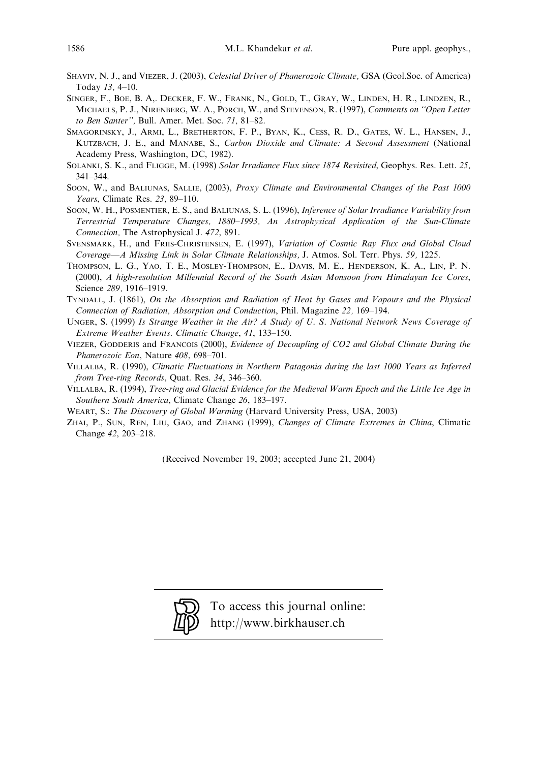SHAVIV, N. J., and VIEZER, J. (2003), *Celestial Driver of Phanerozoic Climate,* GSA (Geol.Soc. of America) Today *13,* 4–10.

SINGER, F., BOE, B. A,. DECKER, F. W., FRANK, N., GOLD, T., GRAY, W., LINDEN, H. R., LINDZEN, R., MICHAELS, P. J., NIRENBERG, W. A., PORCH, W., and STEVENSON, R. (1997), *Comments on "Open Letter to Ben Santer",* Bull. Amer. Met. Soc. *71,* 81–82.

SMAGORINSKY, J., ARMI, L., BRETHERTON, F. P., BYAN, K., CESS, R. D., GATES, W. L., HANSEN, J., KUTZBACH, J. E., and MANABE, S., *Carbon Dioxide and Climate: A Second Assessment* (National Academy Press, Washington, DC, 1982).

SOLANKI, S. K., and FLIGGE, M. (1998) *Solar Irradiance Flux since 1874 Revisited*, Geophys. Res. Lett. *25,* 341–344.

SOON, W., and BALIUNAS, SALLIE, (2003), *Proxy Climate and Environmental Changes of the Past 1000 Years*, Climate Res. *23,* 89–110.

SOON, W. H., POSMENTIER, E. S., and BALIUNAS, S. L. (1996), *Inference of Solar Irradiance Variability from Terrestrial Temperature Changes, 1880–1993, An Astrophysical Application of the Sun-Climate Connection,* The Astrophysical J. *472*, 891.

SVENSMARK, H., and FRIIS-CHRISTENSEN, E. (1997), *Variation of Cosmic Ray Flux and Global Cloud Coverage—A Missing Link in Solar Climate Relationships,* J. Atmos. Sol. Terr. Phys. *59,* 1225.

THOMPSON, L. G., YAO, T. E., MOSLEY-THOMPSON, E., DAVIS, M. E., HENDERSON, K. A., LIN, P. N. (2000), *A high-resolution Millennial Record of the South Asian Monsoon from Himalayan Ice Cores*, Science *289,* 1916–1919.

TYNDALL, J. (1861), *On the Absorption and Radiation of Heat by Gases and Vapours and the Physical Connection of Radiation, Absorption and Conduction*, Phil. Magazine *22,* 169–194.

UNGER, S. (1999) *Is Strange Weather in the Air? A Study of U. S. National Network News Coverage of Extreme Weather Events*. *Climatic Change*, *41*, 133–150.

VIEZER, GODDERIS and FRANCOIS (2000), *Evidence of Decoupling of CO2 and Global Climate During the Phanerozoic Eon*, Nature *408*, 698–701.

VILLALBA, R. (1990), *Climatic Fluctuations in Northern Patagonia during the last 1000 Years as Inferred from Tree-ring Records*, Quat. Res. *34*, 346–360.

VILLALBA, R. (1994), *Tree-ring and Glacial Evidence for the Medieval Warm Epoch and the Little Ice Age in Southern South America*, Climate Change *26*, 183–197.

WEART, S.: *The Discovery of Global Warming* (Harvard University Press, USA, 2003)

ZHAI, P., SUN, REN, LIU, GAO, and ZHANG (1999), *Changes of Climate Extremes in China*, Climatic Change *42*, 203–218.

(Received November 19, 2003; accepted June 21, 2004)

To access this journal online:
http://www.birkhauser.ch